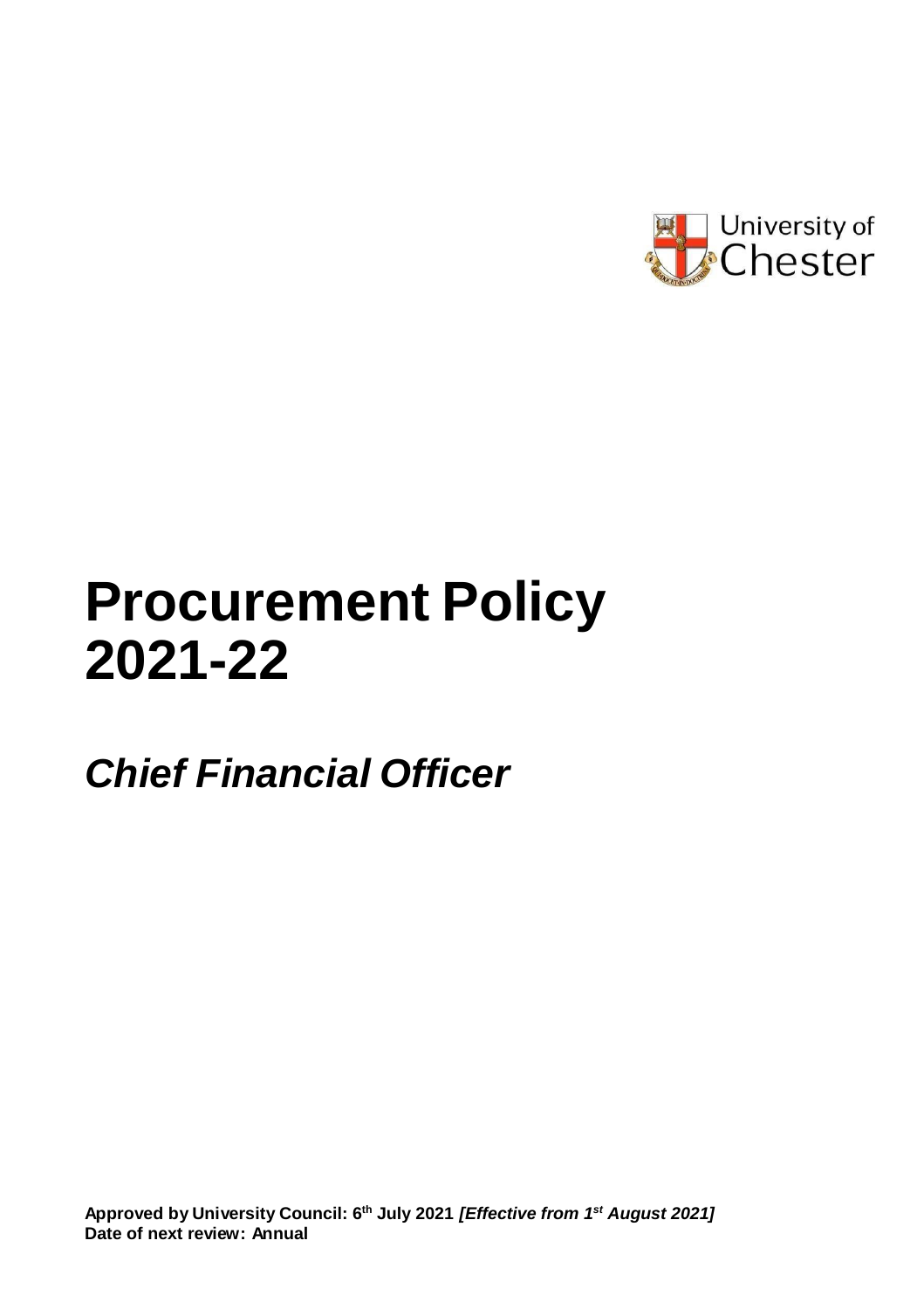University of Chester

# Procurement Policy 2021-22

## *Chief Financial Officer*

**Approved by University Council: 6th July 2021** ***[Effective from 1st August 2021]***
**Date of next review: Annual**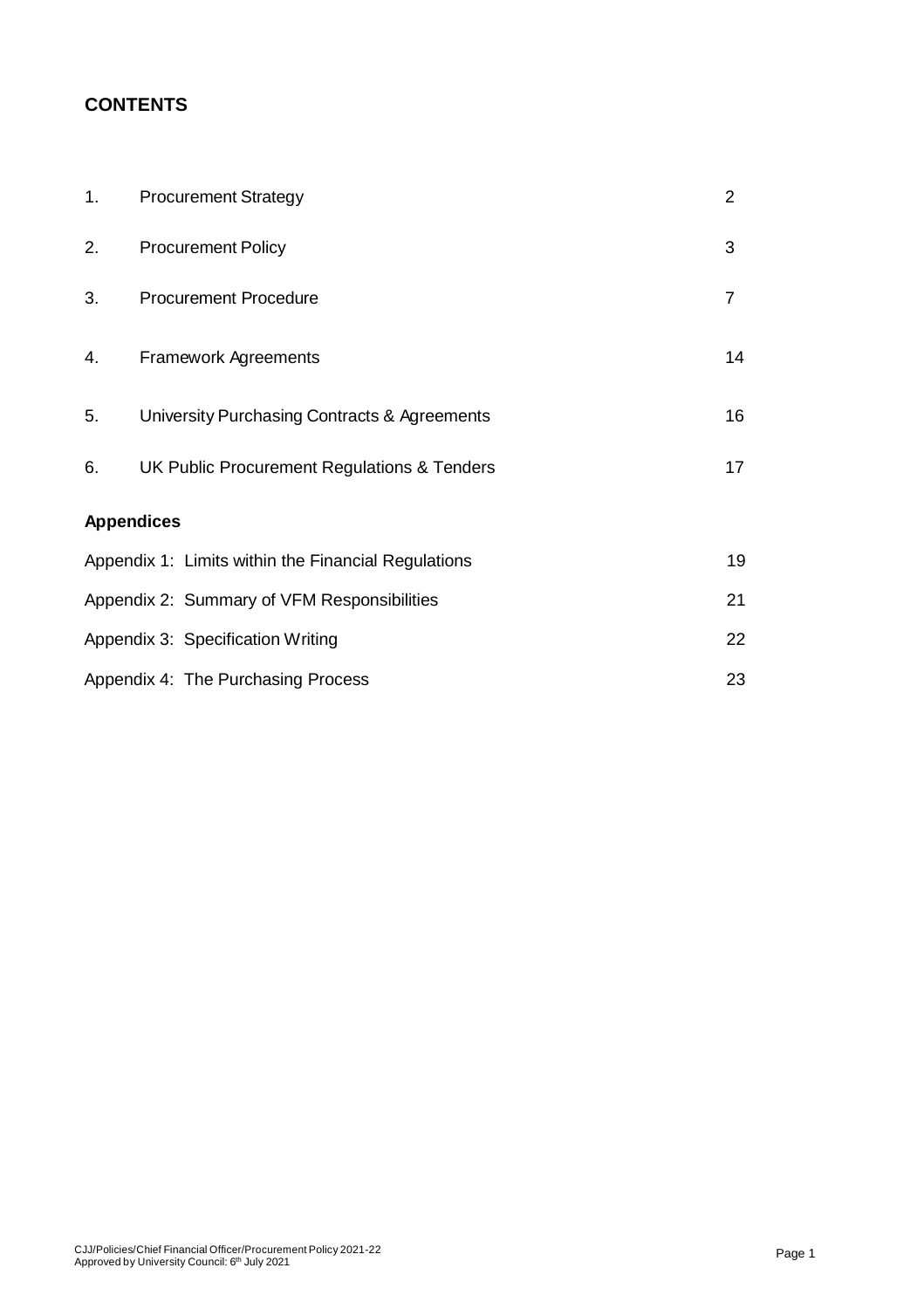## CONTENTS

| | | |
|---|---|---|
| 1. | Procurement Strategy | 2 |
| 2. | Procurement Policy | 3 |
| 3. | Procurement Procedure | 7 |
| 4. | Framework Agreements | 14 |
| 5. | University Purchasing Contracts & Agreements | 16 |
| 6. | UK Public Procurement Regulations & Tenders | 17 |

**Appendices**

| | |
|---|---|
| Appendix 1: Limits within the Financial Regulations | 19 |
| Appendix 2: Summary of VFM Responsibilities | 21 |
| Appendix 3: Specification Writing | 22 |
| Appendix 4: The Purchasing Process | 23 |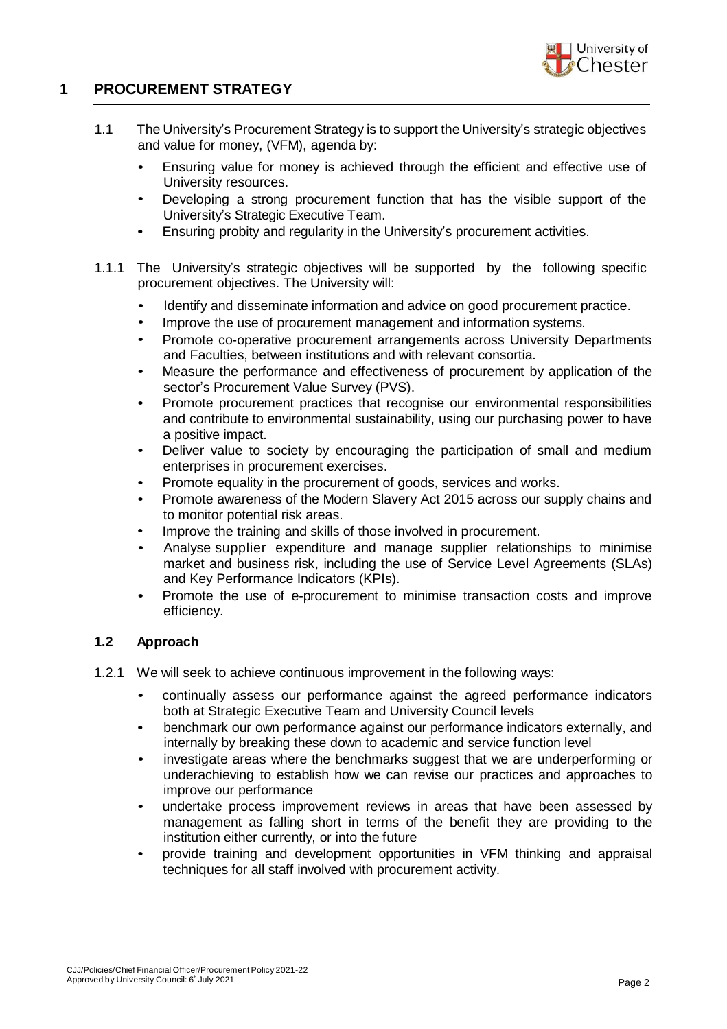# 1 PROCUREMENT STRATEGY

1.1 The University's Procurement Strategy is to support the University's strategic objectives and value for money, (VFM), agenda by:

- Ensuring value for money is achieved through the efficient and effective use of University resources.
- Developing a strong procurement function that has the visible support of the University's Strategic Executive Team.
- Ensuring probity and regularity in the University's procurement activities.

1.1.1 The University's strategic objectives will be supported by the following specific procurement objectives. The University will:

- Identify and disseminate information and advice on good procurement practice.
- Improve the use of procurement management and information systems.
- Promote co-operative procurement arrangements across University Departments and Faculties, between institutions and with relevant consortia.
- Measure the performance and effectiveness of procurement by application of the sector's Procurement Value Survey (PVS).
- Promote procurement practices that recognise our environmental responsibilities and contribute to environmental sustainability, using our purchasing power to have a positive impact.
- Deliver value to society by encouraging the participation of small and medium enterprises in procurement exercises.
- Promote equality in the procurement of goods, services and works.
- Promote awareness of the Modern Slavery Act 2015 across our supply chains and to monitor potential risk areas.
- Improve the training and skills of those involved in procurement.
- Analyse supplier expenditure and manage supplier relationships to minimise market and business risk, including the use of Service Level Agreements (SLAs) and Key Performance Indicators (KPIs).
- Promote the use of e-procurement to minimise transaction costs and improve efficiency.

## 1.2 Approach

1.2.1 We will seek to achieve continuous improvement in the following ways:

- continually assess our performance against the agreed performance indicators both at Strategic Executive Team and University Council levels
- benchmark our own performance against our performance indicators externally, and internally by breaking these down to academic and service function level
- investigate areas where the benchmarks suggest that we are underperforming or underachieving to establish how we can revise our practices and approaches to improve our performance
- undertake process improvement reviews in areas that have been assessed by management as falling short in terms of the benefit they are providing to the institution either currently, or into the future
- provide training and development opportunities in VFM thinking and appraisal techniques for all staff involved with procurement activity.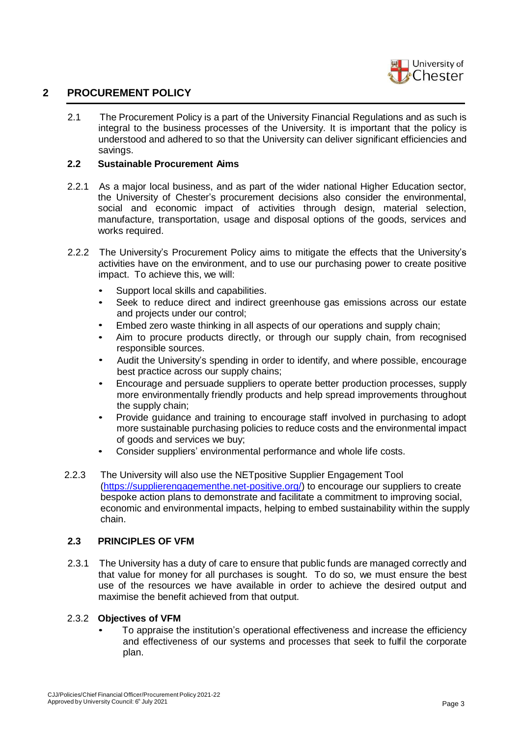## 2 PROCUREMENT POLICY

2.1 The Procurement Policy is a part of the University Financial Regulations and as such is integral to the business processes of the University. It is important that the policy is understood and adhered to so that the University can deliver significant efficiencies and savings.

### 2.2 Sustainable Procurement Aims

2.2.1 As a major local business, and as part of the wider national Higher Education sector, the University of Chester's procurement decisions also consider the environmental, social and economic impact of activities through design, material selection, manufacture, transportation, usage and disposal options of the goods, services and works required.

2.2.2 The University's Procurement Policy aims to mitigate the effects that the University's activities have on the environment, and to use our purchasing power to create positive impact. To achieve this, we will:

- Support local skills and capabilities.
- Seek to reduce direct and indirect greenhouse gas emissions across our estate and projects under our control;
- Embed zero waste thinking in all aspects of our operations and supply chain;
- Aim to procure products directly, or through our supply chain, from recognised responsible sources.
- Audit the University's spending in order to identify, and where possible, encourage best practice across our supply chains;
- Encourage and persuade suppliers to operate better production processes, supply more environmentally friendly products and help spread improvements throughout the supply chain;
- Provide guidance and training to encourage staff involved in purchasing to adopt more sustainable purchasing policies to reduce costs and the environmental impact of goods and services we buy;
- Consider suppliers' environmental performance and whole life costs.

2.2.3 The University will also use the NETpositive Supplier Engagement Tool (https://supplierengagementhe.net-positive.org/) to encourage our suppliers to create bespoke action plans to demonstrate and facilitate a commitment to improving social, economic and environmental impacts, helping to embed sustainability within the supply chain.

### 2.3 PRINCIPLES OF VFM

2.3.1 The University has a duty of care to ensure that public funds are managed correctly and that value for money for all purchases is sought. To do so, we must ensure the best use of the resources we have available in order to achieve the desired output and maximise the benefit achieved from that output.

2.3.2 **Objectives of VFM**

- To appraise the institution's operational effectiveness and increase the efficiency and effectiveness of our systems and processes that seek to fulfil the corporate plan.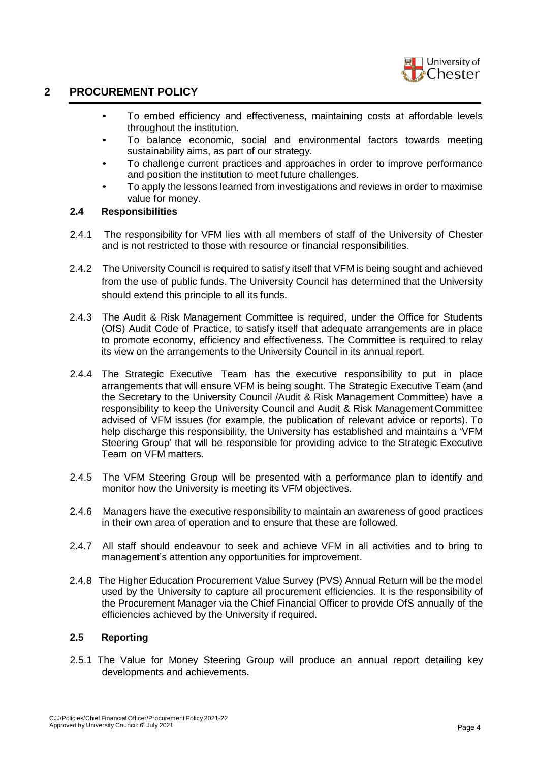- To embed efficiency and effectiveness, maintaining costs at affordable levels throughout the institution.
- To balance economic, social and environmental factors towards meeting sustainability aims, as part of our strategy.
- To challenge current practices and approaches in order to improve performance and position the institution to meet future challenges.
- To apply the lessons learned from investigations and reviews in order to maximise value for money.

### 2.4 Responsibilities

2.4.1 The responsibility for VFM lies with all members of staff of the University of Chester and is not restricted to those with resource or financial responsibilities.

2.4.2 The University Council is required to satisfy itself that VFM is being sought and achieved from the use of public funds. The University Council has determined that the University should extend this principle to all its funds.

2.4.3 The Audit & Risk Management Committee is required, under the Office for Students (OfS) Audit Code of Practice, to satisfy itself that adequate arrangements are in place to promote economy, efficiency and effectiveness. The Committee is required to relay its view on the arrangements to the University Council in its annual report.

2.4.4 The Strategic Executive Team has the executive responsibility to put in place arrangements that will ensure VFM is being sought. The Strategic Executive Team (and the Secretary to the University Council /Audit & Risk Management Committee) have a responsibility to keep the University Council and Audit & Risk Management Committee advised of VFM issues (for example, the publication of relevant advice or reports). To help discharge this responsibility, the University has established and maintains a 'VFM Steering Group' that will be responsible for providing advice to the Strategic Executive Team on VFM matters.

2.4.5 The VFM Steering Group will be presented with a performance plan to identify and monitor how the University is meeting its VFM objectives.

2.4.6 Managers have the executive responsibility to maintain an awareness of good practices in their own area of operation and to ensure that these are followed.

2.4.7 All staff should endeavour to seek and achieve VFM in all activities and to bring to management's attention any opportunities for improvement.

2.4.8 The Higher Education Procurement Value Survey (PVS) Annual Return will be the model used by the University to capture all procurement efficiencies. It is the responsibility of the Procurement Manager via the Chief Financial Officer to provide OfS annually of the efficiencies achieved by the University if required.

### 2.5 Reporting

2.5.1 The Value for Money Steering Group will produce an annual report detailing key developments and achievements.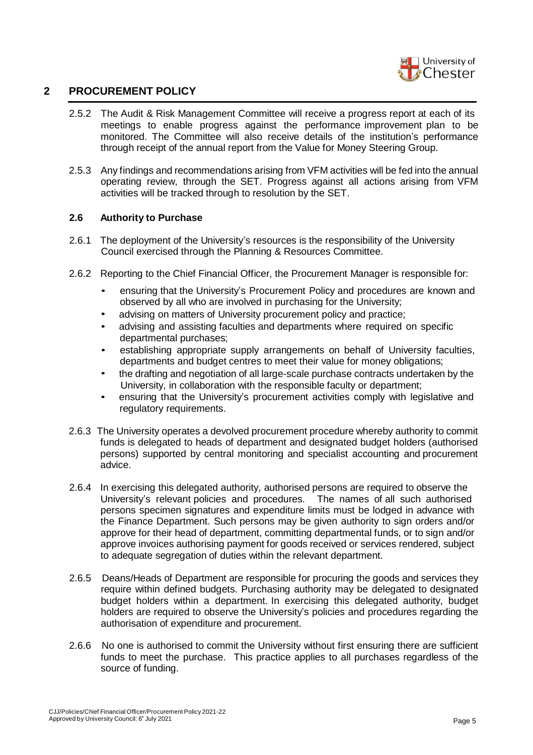## 2 PROCUREMENT POLICY

2.5.2 The Audit & Risk Management Committee will receive a progress report at each of its meetings to enable progress against the performance improvement plan to be monitored. The Committee will also receive details of the institution's performance through receipt of the annual report from the Value for Money Steering Group.

2.5.3 Any findings and recommendations arising from VFM activities will be fed into the annual operating review, through the SET. Progress against all actions arising from VFM activities will be tracked through to resolution by the SET.

### 2.6 Authority to Purchase

2.6.1 The deployment of the University's resources is the responsibility of the University Council exercised through the Planning & Resources Committee.

2.6.2 Reporting to the Chief Financial Officer, the Procurement Manager is responsible for:

- ensuring that the University's Procurement Policy and procedures are known and observed by all who are involved in purchasing for the University;
- advising on matters of University procurement policy and practice;
- advising and assisting faculties and departments where required on specific departmental purchases;
- establishing appropriate supply arrangements on behalf of University faculties, departments and budget centres to meet their value for money obligations;
- the drafting and negotiation of all large-scale purchase contracts undertaken by the University, in collaboration with the responsible faculty or department;
- ensuring that the University's procurement activities comply with legislative and regulatory requirements.

2.6.3 The University operates a devolved procurement procedure whereby authority to commit funds is delegated to heads of department and designated budget holders (authorised persons) supported by central monitoring and specialist accounting and procurement advice.

2.6.4 In exercising this delegated authority, authorised persons are required to observe the University's relevant policies and procedures. The names of all such authorised persons specimen signatures and expenditure limits must be lodged in advance with the Finance Department. Such persons may be given authority to sign orders and/or approve for their head of department, committing departmental funds, or to sign and/or approve invoices authorising payment for goods received or services rendered, subject to adequate segregation of duties within the relevant department.

2.6.5 Deans/Heads of Department are responsible for procuring the goods and services they require within defined budgets. Purchasing authority may be delegated to designated budget holders within a department. In exercising this delegated authority, budget holders are required to observe the University's policies and procedures regarding the authorisation of expenditure and procurement.

2.6.6 No one is authorised to commit the University without first ensuring there are sufficient funds to meet the purchase. This practice applies to all purchases regardless of the source of funding.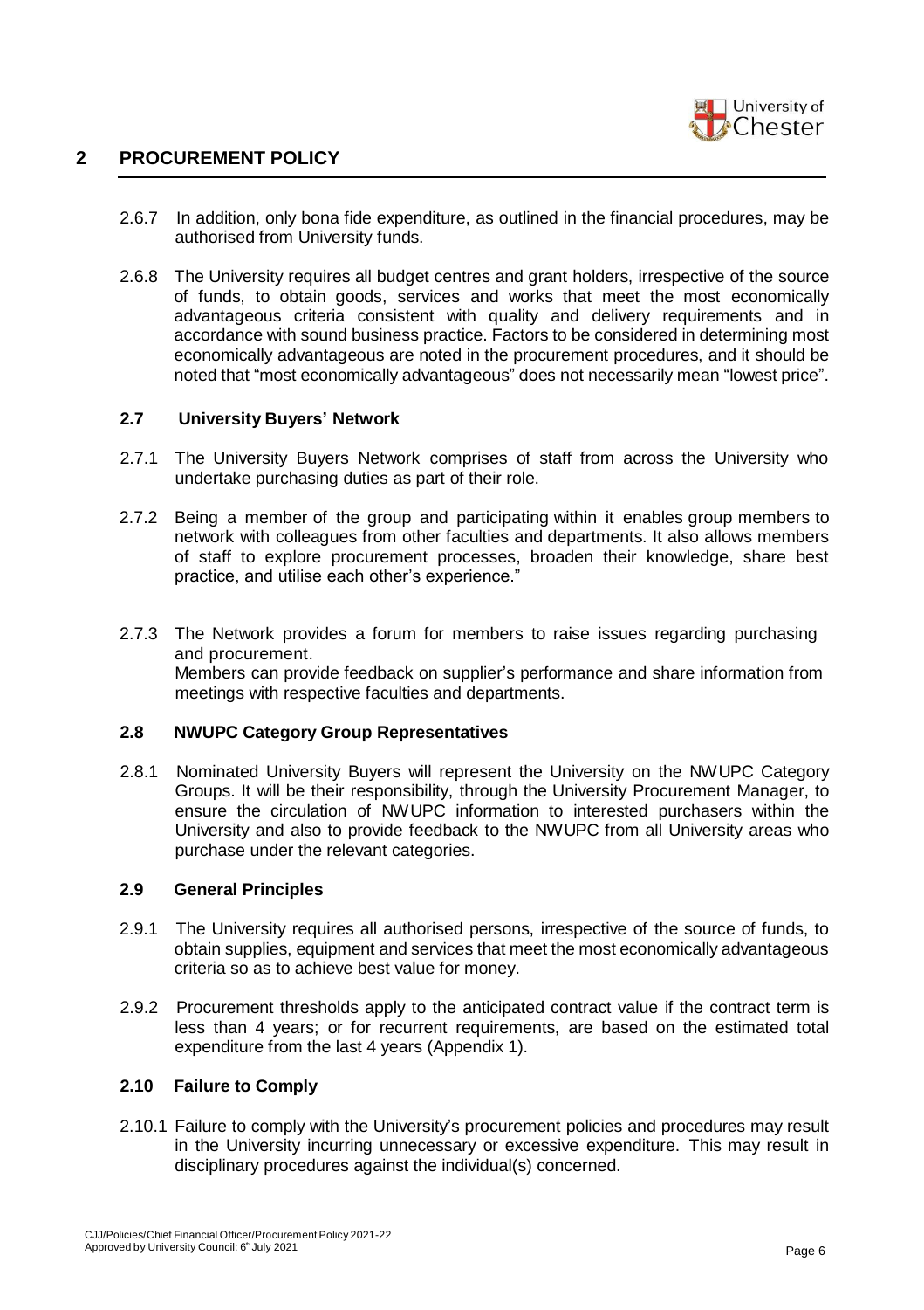2.6.7 In addition, only bona fide expenditure, as outlined in the financial procedures, may be authorised from University funds.

2.6.8 The University requires all budget centres and grant holders, irrespective of the source of funds, to obtain goods, services and works that meet the most economically advantageous criteria consistent with quality and delivery requirements and in accordance with sound business practice. Factors to be considered in determining most economically advantageous are noted in the procurement procedures, and it should be noted that "most economically advantageous" does not necessarily mean "lowest price".

### 2.7 University Buyers' Network

2.7.1 The University Buyers Network comprises of staff from across the University who undertake purchasing duties as part of their role.

2.7.2 Being a member of the group and participating within it enables group members to network with colleagues from other faculties and departments. It also allows members of staff to explore procurement processes, broaden their knowledge, share best practice, and utilise each other's experience."

2.7.3 The Network provides a forum for members to raise issues regarding purchasing and procurement.
Members can provide feedback on supplier's performance and share information from meetings with respective faculties and departments.

### 2.8 NWUPC Category Group Representatives

2.8.1 Nominated University Buyers will represent the University on the NWUPC Category Groups. It will be their responsibility, through the University Procurement Manager, to ensure the circulation of NWUPC information to interested purchasers within the University and also to provide feedback to the NWUPC from all University areas who purchase under the relevant categories.

### 2.9 General Principles

2.9.1 The University requires all authorised persons, irrespective of the source of funds, to obtain supplies, equipment and services that meet the most economically advantageous criteria so as to achieve best value for money.

2.9.2 Procurement thresholds apply to the anticipated contract value if the contract term is less than 4 years; or for recurrent requirements, are based on the estimated total expenditure from the last 4 years (Appendix 1).

### 2.10 Failure to Comply

2.10.1 Failure to comply with the University's procurement policies and procedures may result in the University incurring unnecessary or excessive expenditure. This may result in disciplinary procedures against the individual(s) concerned.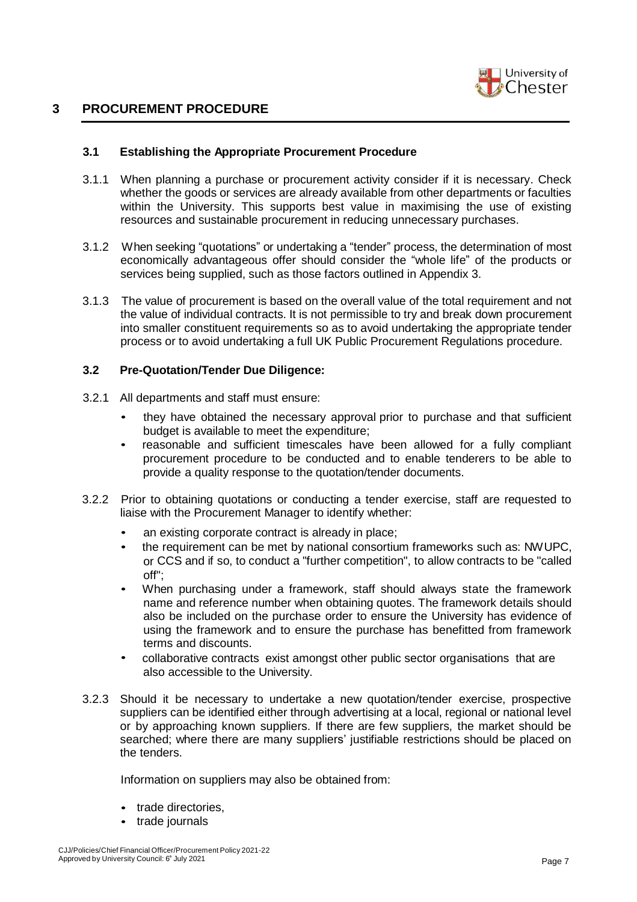## 3 PROCUREMENT PROCEDURE

### 3.1 Establishing the Appropriate Procurement Procedure

3.1.1 When planning a purchase or procurement activity consider if it is necessary. Check whether the goods or services are already available from other departments or faculties within the University. This supports best value in maximising the use of existing resources and sustainable procurement in reducing unnecessary purchases.

3.1.2 When seeking "quotations" or undertaking a "tender" process, the determination of most economically advantageous offer should consider the "whole life" of the products or services being supplied, such as those factors outlined in Appendix 3.

3.1.3 The value of procurement is based on the overall value of the total requirement and not the value of individual contracts. It is not permissible to try and break down procurement into smaller constituent requirements so as to avoid undertaking the appropriate tender process or to avoid undertaking a full UK Public Procurement Regulations procedure.

### 3.2 Pre-Quotation/Tender Due Diligence:

3.2.1 All departments and staff must ensure:

- they have obtained the necessary approval prior to purchase and that sufficient budget is available to meet the expenditure;
- reasonable and sufficient timescales have been allowed for a fully compliant procurement procedure to be conducted and to enable tenderers to be able to provide a quality response to the quotation/tender documents.

3.2.2 Prior to obtaining quotations or conducting a tender exercise, staff are requested to liaise with the Procurement Manager to identify whether:

- an existing corporate contract is already in place;
- the requirement can be met by national consortium frameworks such as: NWUPC, or CCS and if so, to conduct a "further competition", to allow contracts to be "called off";
- When purchasing under a framework, staff should always state the framework name and reference number when obtaining quotes. The framework details should also be included on the purchase order to ensure the University has evidence of using the framework and to ensure the purchase has benefitted from framework terms and discounts.
- collaborative contracts exist amongst other public sector organisations that are also accessible to the University.

3.2.3 Should it be necessary to undertake a new quotation/tender exercise, prospective suppliers can be identified either through advertising at a local, regional or national level or by approaching known suppliers. If there are few suppliers, the market should be searched; where there are many suppliers' justifiable restrictions should be placed on the tenders.

Information on suppliers may also be obtained from:

- trade directories,
- trade journals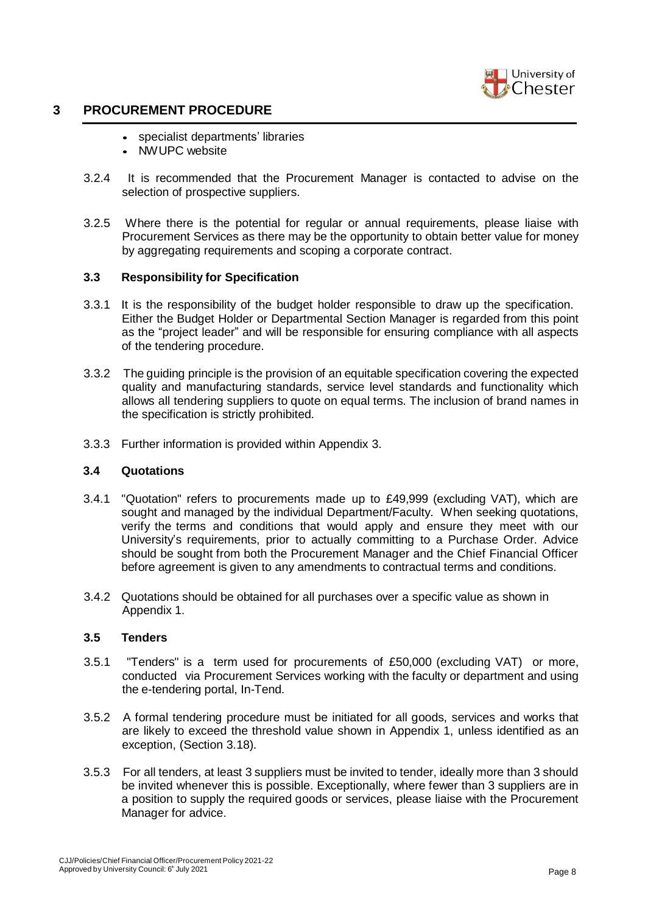- specialist departments' libraries
- NWUPC website

3.2.4 It is recommended that the Procurement Manager is contacted to advise on the selection of prospective suppliers.

3.2.5 Where there is the potential for regular or annual requirements, please liaise with Procurement Services as there may be the opportunity to obtain better value for money by aggregating requirements and scoping a corporate contract.

### 3.3 Responsibility for Specification

3.3.1 It is the responsibility of the budget holder responsible to draw up the specification. Either the Budget Holder or Departmental Section Manager is regarded from this point as the "project leader" and will be responsible for ensuring compliance with all aspects of the tendering procedure.

3.3.2 The guiding principle is the provision of an equitable specification covering the expected quality and manufacturing standards, service level standards and functionality which allows all tendering suppliers to quote on equal terms. The inclusion of brand names in the specification is strictly prohibited.

3.3.3 Further information is provided within Appendix 3.

### 3.4 Quotations

3.4.1 "Quotation" refers to procurements made up to £49,999 (excluding VAT), which are sought and managed by the individual Department/Faculty. When seeking quotations, verify the terms and conditions that would apply and ensure they meet with our University's requirements, prior to actually committing to a Purchase Order. Advice should be sought from both the Procurement Manager and the Chief Financial Officer before agreement is given to any amendments to contractual terms and conditions.

3.4.2 Quotations should be obtained for all purchases over a specific value as shown in Appendix 1.

### 3.5 Tenders

3.5.1 "Tenders" is a term used for procurements of £50,000 (excluding VAT) or more, conducted via Procurement Services working with the faculty or department and using the e-tendering portal, In-Tend.

3.5.2 A formal tendering procedure must be initiated for all goods, services and works that are likely to exceed the threshold value shown in Appendix 1, unless identified as an exception, (Section 3.18).

3.5.3 For all tenders, at least 3 suppliers must be invited to tender, ideally more than 3 should be invited whenever this is possible. Exceptionally, where fewer than 3 suppliers are in a position to supply the required goods or services, please liaise with the Procurement Manager for advice.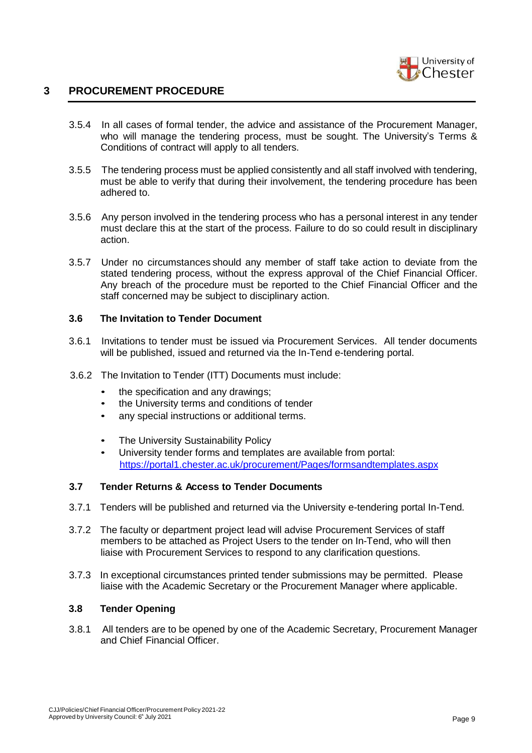## 3 PROCUREMENT PROCEDURE

3.5.4 In all cases of formal tender, the advice and assistance of the Procurement Manager, who will manage the tendering process, must be sought. The University's Terms & Conditions of contract will apply to all tenders.

3.5.5 The tendering process must be applied consistently and all staff involved with tendering, must be able to verify that during their involvement, the tendering procedure has been adhered to.

3.5.6 Any person involved in the tendering process who has a personal interest in any tender must declare this at the start of the process. Failure to do so could result in disciplinary action.

3.5.7 Under no circumstances should any member of staff take action to deviate from the stated tendering process, without the express approval of the Chief Financial Officer. Any breach of the procedure must be reported to the Chief Financial Officer and the staff concerned may be subject to disciplinary action.

### 3.6 The Invitation to Tender Document

3.6.1 Invitations to tender must be issued via Procurement Services. All tender documents will be published, issued and returned via the In-Tend e-tendering portal.

3.6.2 The Invitation to Tender (ITT) Documents must include:

- the specification and any drawings;
- the University terms and conditions of tender
- any special instructions or additional terms.

- The University Sustainability Policy
- University tender forms and templates are available from portal: https://portal1.chester.ac.uk/procurement/Pages/formsandtemplates.aspx

### 3.7 Tender Returns & Access to Tender Documents

3.7.1 Tenders will be published and returned via the University e-tendering portal In-Tend.

3.7.2 The faculty or department project lead will advise Procurement Services of staff members to be attached as Project Users to the tender on In-Tend, who will then liaise with Procurement Services to respond to any clarification questions.

3.7.3 In exceptional circumstances printed tender submissions may be permitted. Please liaise with the Academic Secretary or the Procurement Manager where applicable.

### 3.8 Tender Opening

3.8.1 All tenders are to be opened by one of the Academic Secretary, Procurement Manager and Chief Financial Officer.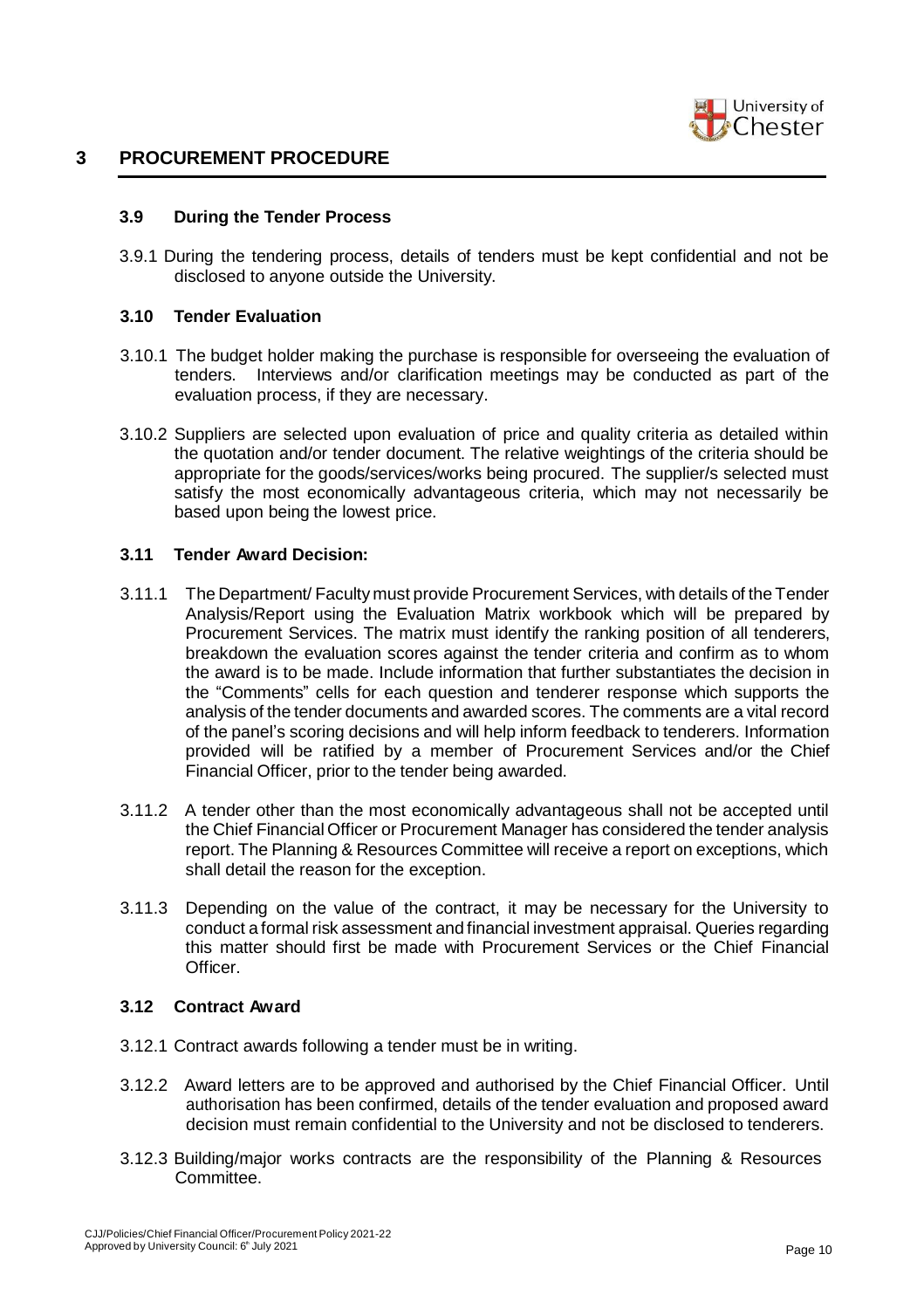# 3 PROCUREMENT PROCEDURE

### 3.9 During the Tender Process

3.9.1 During the tendering process, details of tenders must be kept confidential and not be disclosed to anyone outside the University.

### 3.10 Tender Evaluation

3.10.1 The budget holder making the purchase is responsible for overseeing the evaluation of tenders. Interviews and/or clarification meetings may be conducted as part of the evaluation process, if they are necessary.

3.10.2 Suppliers are selected upon evaluation of price and quality criteria as detailed within the quotation and/or tender document. The relative weightings of the criteria should be appropriate for the goods/services/works being procured. The supplier/s selected must satisfy the most economically advantageous criteria, which may not necessarily be based upon being the lowest price.

### 3.11 Tender Award Decision:

3.11.1 The Department/ Faculty must provide Procurement Services, with details of the Tender Analysis/Report using the Evaluation Matrix workbook which will be prepared by Procurement Services. The matrix must identify the ranking position of all tenderers, breakdown the evaluation scores against the tender criteria and confirm as to whom the award is to be made. Include information that further substantiates the decision in the "Comments" cells for each question and tenderer response which supports the analysis of the tender documents and awarded scores. The comments are a vital record of the panel's scoring decisions and will help inform feedback to tenderers. Information provided will be ratified by a member of Procurement Services and/or the Chief Financial Officer, prior to the tender being awarded.

3.11.2 A tender other than the most economically advantageous shall not be accepted until the Chief Financial Officer or Procurement Manager has considered the tender analysis report. The Planning & Resources Committee will receive a report on exceptions, which shall detail the reason for the exception.

3.11.3 Depending on the value of the contract, it may be necessary for the University to conduct a formal risk assessment and financial investment appraisal. Queries regarding this matter should first be made with Procurement Services or the Chief Financial Officer.

### 3.12 Contract Award

3.12.1 Contract awards following a tender must be in writing.

3.12.2 Award letters are to be approved and authorised by the Chief Financial Officer. Until authorisation has been confirmed, details of the tender evaluation and proposed award decision must remain confidential to the University and not be disclosed to tenderers.

3.12.3 Building/major works contracts are the responsibility of the Planning & Resources Committee.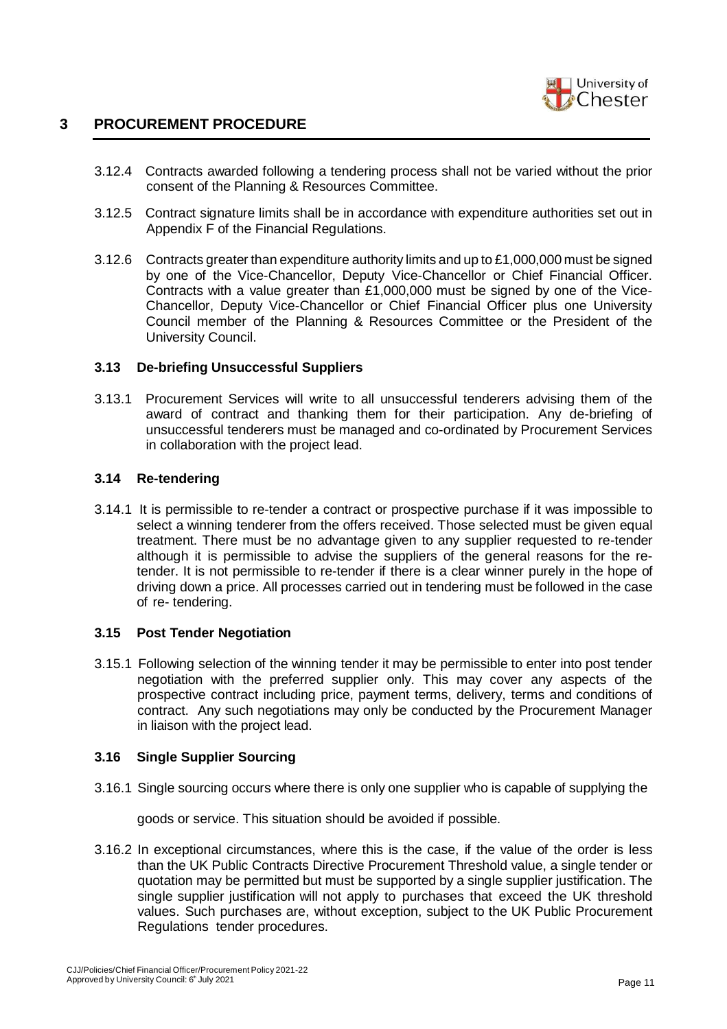# 3 PROCUREMENT PROCEDURE

3.12.4 Contracts awarded following a tendering process shall not be varied without the prior consent of the Planning & Resources Committee.

3.12.5 Contract signature limits shall be in accordance with expenditure authorities set out in Appendix F of the Financial Regulations.

3.12.6 Contracts greater than expenditure authority limits and up to £1,000,000 must be signed by one of the Vice-Chancellor, Deputy Vice-Chancellor or Chief Financial Officer. Contracts with a value greater than £1,000,000 must be signed by one of the Vice-Chancellor, Deputy Vice-Chancellor or Chief Financial Officer plus one University Council member of the Planning & Resources Committee or the President of the University Council.

### 3.13 De-briefing Unsuccessful Suppliers

3.13.1 Procurement Services will write to all unsuccessful tenderers advising them of the award of contract and thanking them for their participation. Any de-briefing of unsuccessful tenderers must be managed and co-ordinated by Procurement Services in collaboration with the project lead.

### 3.14 Re-tendering

3.14.1 It is permissible to re-tender a contract or prospective purchase if it was impossible to select a winning tenderer from the offers received. Those selected must be given equal treatment. There must be no advantage given to any supplier requested to re-tender although it is permissible to advise the suppliers of the general reasons for the re-tender. It is not permissible to re-tender if there is a clear winner purely in the hope of driving down a price. All processes carried out in tendering must be followed in the case of re- tendering.

### 3.15 Post Tender Negotiation

3.15.1 Following selection of the winning tender it may be permissible to enter into post tender negotiation with the preferred supplier only. This may cover any aspects of the prospective contract including price, payment terms, delivery, terms and conditions of contract. Any such negotiations may only be conducted by the Procurement Manager in liaison with the project lead.

### 3.16 Single Supplier Sourcing

3.16.1 Single sourcing occurs where there is only one supplier who is capable of supplying the goods or service. This situation should be avoided if possible.

3.16.2 In exceptional circumstances, where this is the case, if the value of the order is less than the UK Public Contracts Directive Procurement Threshold value, a single tender or quotation may be permitted but must be supported by a single supplier justification. The single supplier justification will not apply to purchases that exceed the UK threshold values. Such purchases are, without exception, subject to the UK Public Procurement Regulations tender procedures.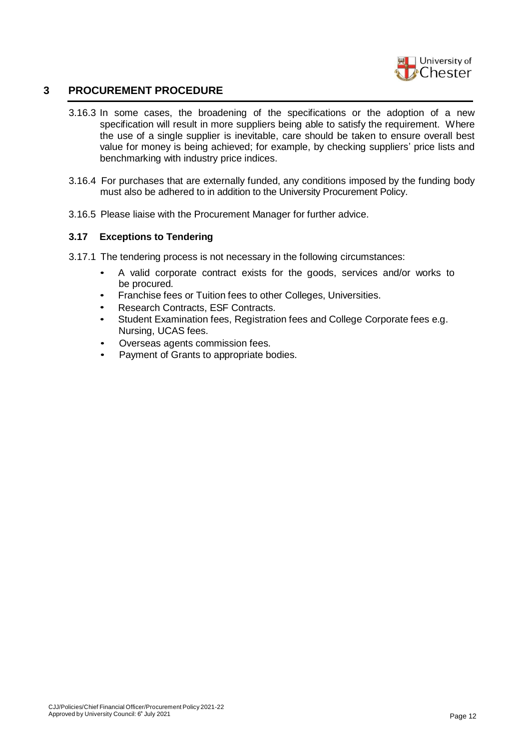## 3 PROCUREMENT PROCEDURE

3.16.3 In some cases, the broadening of the specifications or the adoption of a new specification will result in more suppliers being able to satisfy the requirement. Where the use of a single supplier is inevitable, care should be taken to ensure overall best value for money is being achieved; for example, by checking suppliers' price lists and benchmarking with industry price indices.

3.16.4 For purchases that are externally funded, any conditions imposed by the funding body must also be adhered to in addition to the University Procurement Policy.

3.16.5 Please liaise with the Procurement Manager for further advice.

### 3.17 Exceptions to Tendering

3.17.1 The tendering process is not necessary in the following circumstances:

- A valid corporate contract exists for the goods, services and/or works to be procured.
- Franchise fees or Tuition fees to other Colleges, Universities.
- Research Contracts, ESF Contracts.
- Student Examination fees, Registration fees and College Corporate fees e.g. Nursing, UCAS fees.
- Overseas agents commission fees.
- Payment of Grants to appropriate bodies.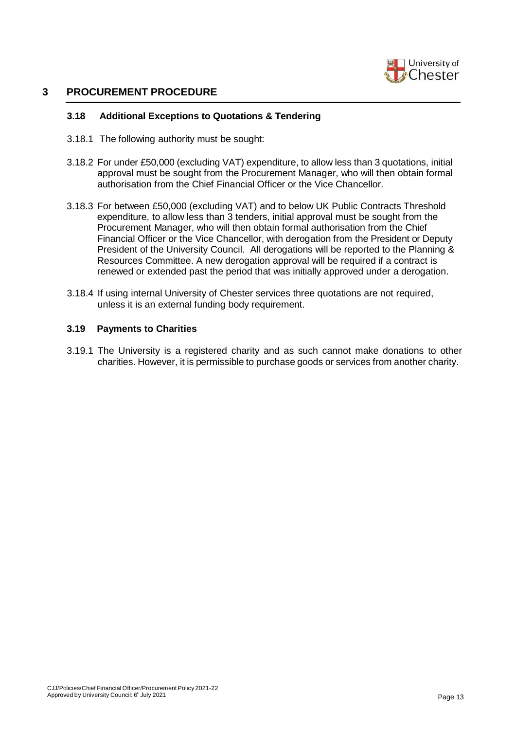## 3 PROCUREMENT PROCEDURE

### 3.18 Additional Exceptions to Quotations & Tendering

3.18.1 The following authority must be sought:

3.18.2 For under £50,000 (excluding VAT) expenditure, to allow less than 3 quotations, initial approval must be sought from the Procurement Manager, who will then obtain formal authorisation from the Chief Financial Officer or the Vice Chancellor.

3.18.3 For between £50,000 (excluding VAT) and to below UK Public Contracts Threshold expenditure, to allow less than 3 tenders, initial approval must be sought from the Procurement Manager, who will then obtain formal authorisation from the Chief Financial Officer or the Vice Chancellor, with derogation from the President or Deputy President of the University Council. All derogations will be reported to the Planning & Resources Committee. A new derogation approval will be required if a contract is renewed or extended past the period that was initially approved under a derogation.

3.18.4 If using internal University of Chester services three quotations are not required, unless it is an external funding body requirement.

### 3.19 Payments to Charities

3.19.1 The University is a registered charity and as such cannot make donations to other charities. However, it is permissible to purchase goods or services from another charity.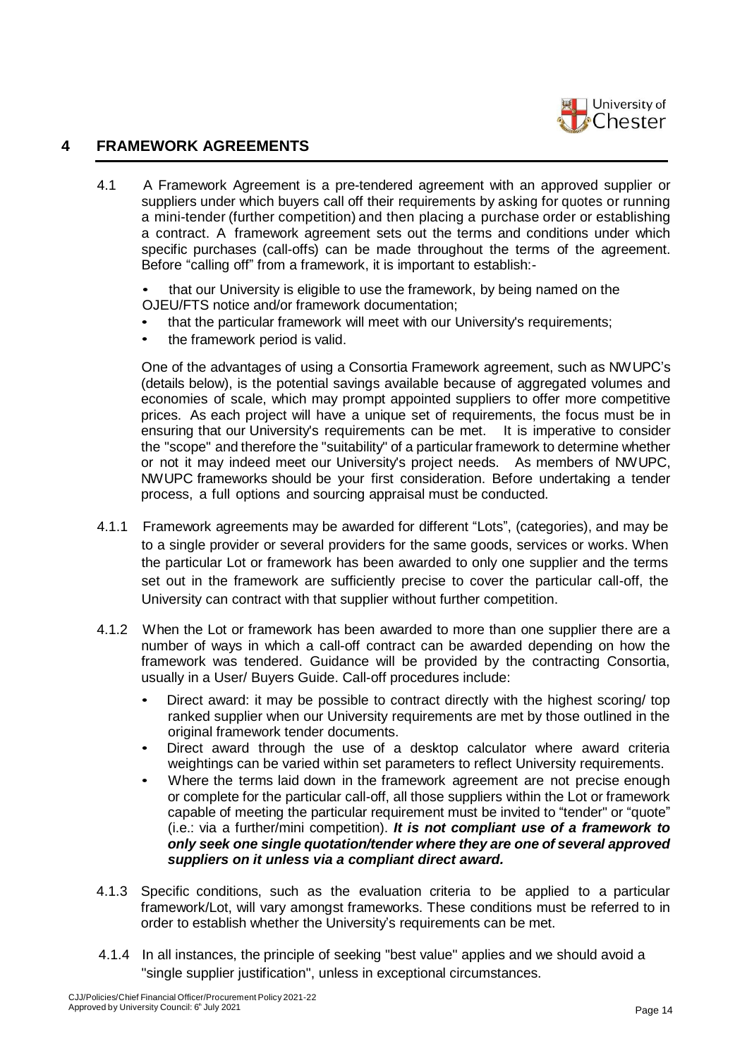## 4 FRAMEWORK AGREEMENTS

4.1 A Framework Agreement is a pre-tendered agreement with an approved supplier or suppliers under which buyers call off their requirements by asking for quotes or running a mini-tender (further competition) and then placing a purchase order or establishing a contract. A framework agreement sets out the terms and conditions under which specific purchases (call-offs) can be made throughout the terms of the agreement. Before "calling off" from a framework, it is important to establish:-

- that our University is eligible to use the framework, by being named on the OJEU/FTS notice and/or framework documentation;
- that the particular framework will meet with our University's requirements;
- the framework period is valid.

One of the advantages of using a Consortia Framework agreement, such as NWUPC's (details below), is the potential savings available because of aggregated volumes and economies of scale, which may prompt appointed suppliers to offer more competitive prices. As each project will have a unique set of requirements, the focus must be in ensuring that our University's requirements can be met. It is imperative to consider the "scope" and therefore the "suitability" of a particular framework to determine whether or not it may indeed meet our University's project needs. As members of NWUPC, NWUPC frameworks should be your first consideration. Before undertaking a tender process, a full options and sourcing appraisal must be conducted.

4.1.1 Framework agreements may be awarded for different "Lots", (categories), and may be to a single provider or several providers for the same goods, services or works. When the particular Lot or framework has been awarded to only one supplier and the terms set out in the framework are sufficiently precise to cover the particular call-off, the University can contract with that supplier without further competition.

4.1.2 When the Lot or framework has been awarded to more than one supplier there are a number of ways in which a call-off contract can be awarded depending on how the framework was tendered. Guidance will be provided by the contracting Consortia, usually in a User/ Buyers Guide. Call-off procedures include:

- Direct award: it may be possible to contract directly with the highest scoring/ top ranked supplier when our University requirements are met by those outlined in the original framework tender documents.
- Direct award through the use of a desktop calculator where award criteria weightings can be varied within set parameters to reflect University requirements.
- Where the terms laid down in the framework agreement are not precise enough or complete for the particular call-off, all those suppliers within the Lot or framework capable of meeting the particular requirement must be invited to "tender" or "quote" (i.e.: via a further/mini competition). ***It is not compliant use of a framework to only seek one single quotation/tender where they are one of several approved suppliers on it unless via a compliant direct award.***

4.1.3 Specific conditions, such as the evaluation criteria to be applied to a particular framework/Lot, will vary amongst frameworks. These conditions must be referred to in order to establish whether the University's requirements can be met.

4.1.4 In all instances, the principle of seeking "best value" applies and we should avoid a "single supplier justification", unless in exceptional circumstances.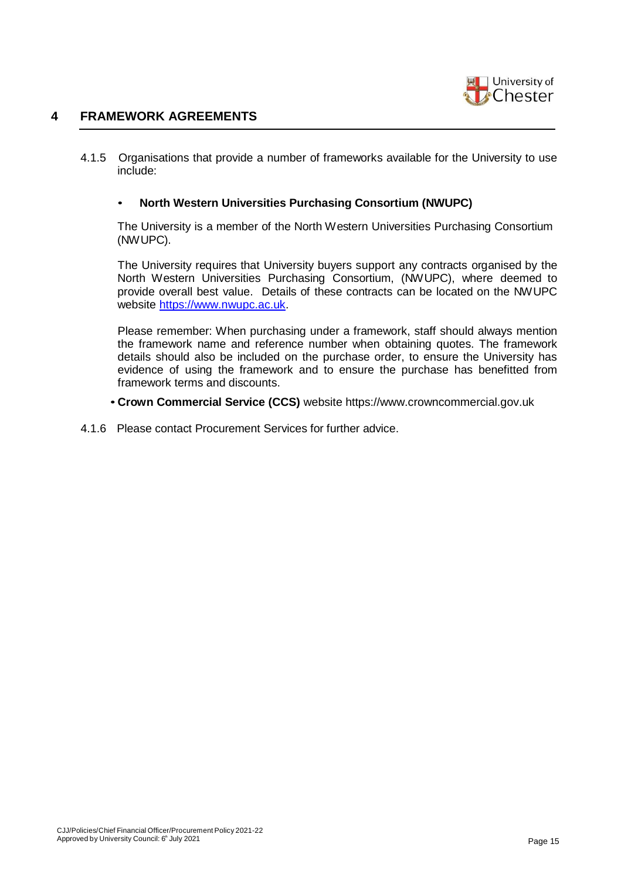## 4 FRAMEWORK AGREEMENTS

4.1.5 Organisations that provide a number of frameworks available for the University to use include:

- **North Western Universities Purchasing Consortium (NWUPC)**

The University is a member of the North Western Universities Purchasing Consortium (NWUPC).

The University requires that University buyers support any contracts organised by the North Western Universities Purchasing Consortium, (NWUPC), where deemed to provide overall best value. Details of these contracts can be located on the NWUPC website [https://www.nwupc.ac.uk](https://www.nwupc.ac.uk).

Please remember: When purchasing under a framework, staff should always mention the framework name and reference number when obtaining quotes. The framework details should also be included on the purchase order, to ensure the University has evidence of using the framework and to ensure the purchase has benefitted from framework terms and discounts.

- **Crown Commercial Service (CCS)** website https://www.crowncommercial.gov.uk

4.1.6 Please contact Procurement Services for further advice.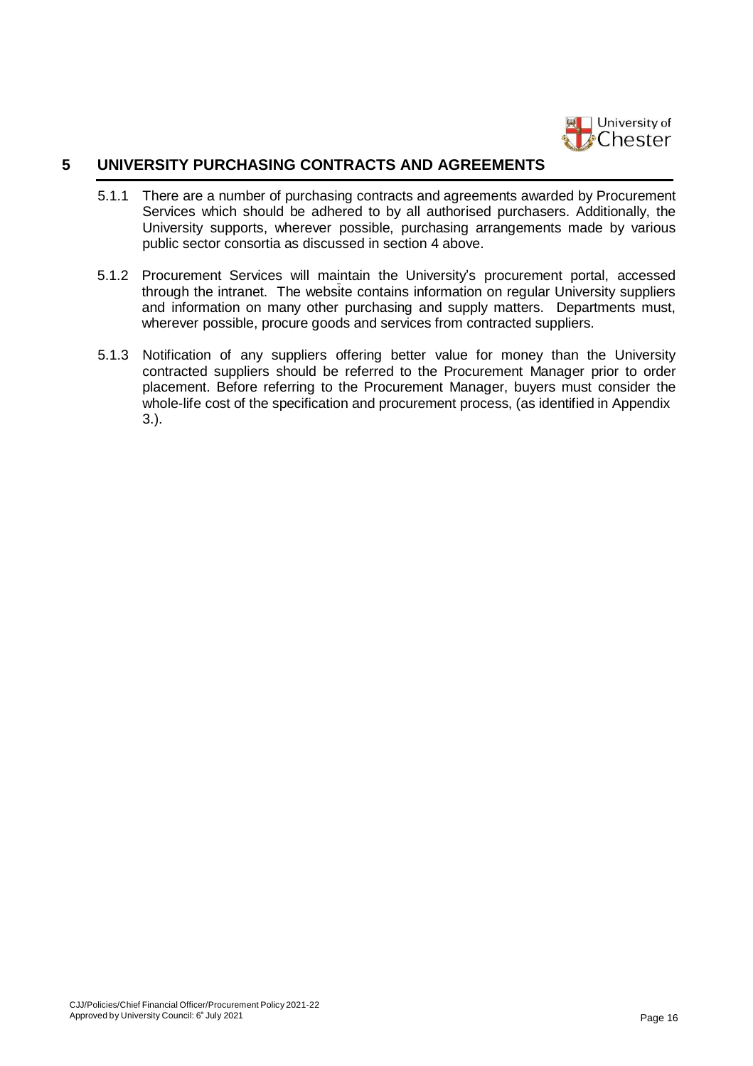## 5 UNIVERSITY PURCHASING CONTRACTS AND AGREEMENTS

5.1.1 There are a number of purchasing contracts and agreements awarded by Procurement Services which should be adhered to by all authorised purchasers. Additionally, the University supports, wherever possible, purchasing arrangements made by various public sector consortia as discussed in section 4 above.

5.1.2 Procurement Services will maintain the University's procurement portal, accessed through the intranet. The website contains information on regular University suppliers and information on many other purchasing and supply matters. Departments must, wherever possible, procure goods and services from contracted suppliers.

5.1.3 Notification of any suppliers offering better value for money than the University contracted suppliers should be referred to the Procurement Manager prior to order placement. Before referring to the Procurement Manager, buyers must consider the whole-life cost of the specification and procurement process, (as identified in Appendix 3.).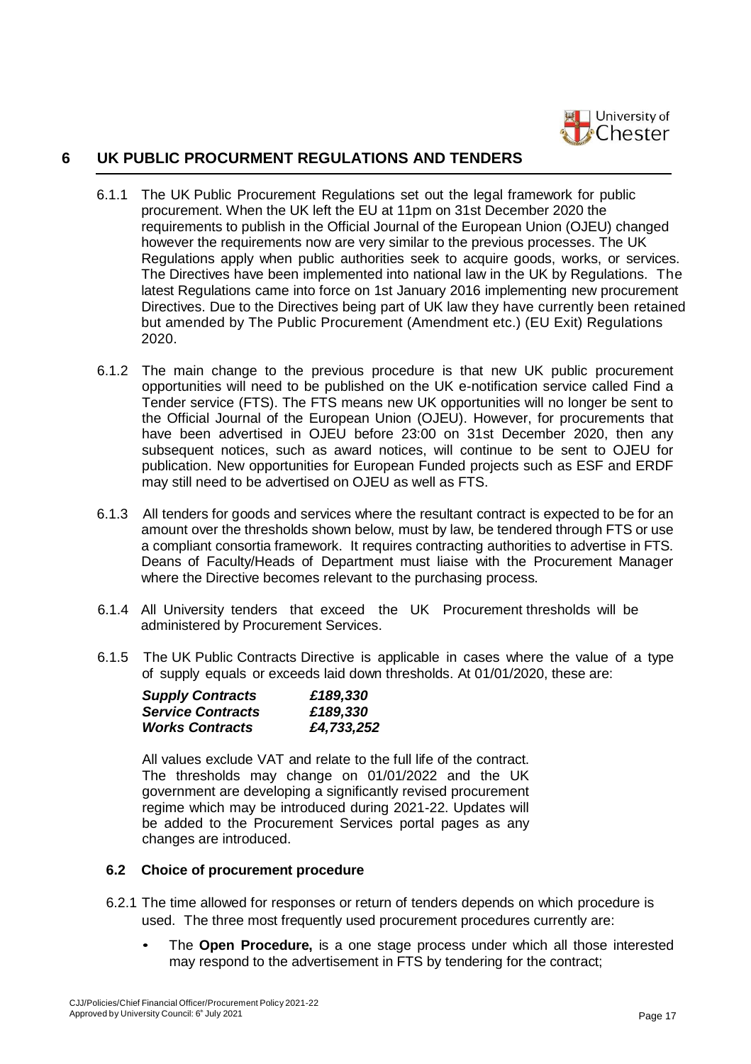## 6 UK PUBLIC PROCURMENT REGULATIONS AND TENDERS

6.1.1 The UK Public Procurement Regulations set out the legal framework for public procurement. When the UK left the EU at 11pm on 31st December 2020 the requirements to publish in the Official Journal of the European Union (OJEU) changed however the requirements now are very similar to the previous processes. The UK Regulations apply when public authorities seek to acquire goods, works, or services. The Directives have been implemented into national law in the UK by Regulations. The latest Regulations came into force on 1st January 2016 implementing new procurement Directives. Due to the Directives being part of UK law they have currently been retained but amended by The Public Procurement (Amendment etc.) (EU Exit) Regulations 2020.

6.1.2 The main change to the previous procedure is that new UK public procurement opportunities will need to be published on the UK e-notification service called Find a Tender service (FTS). The FTS means new UK opportunities will no longer be sent to the Official Journal of the European Union (OJEU). However, for procurements that have been advertised in OJEU before 23:00 on 31st December 2020, then any subsequent notices, such as award notices, will continue to be sent to OJEU for publication. New opportunities for European Funded projects such as ESF and ERDF may still need to be advertised on OJEU as well as FTS.

6.1.3 All tenders for goods and services where the resultant contract is expected to be for an amount over the thresholds shown below, must by law, be tendered through FTS or use a compliant consortia framework. It requires contracting authorities to advertise in FTS. Deans of Faculty/Heads of Department must liaise with the Procurement Manager where the Directive becomes relevant to the purchasing process.

6.1.4 All University tenders that exceed the UK Procurement thresholds will be administered by Procurement Services.

6.1.5 The UK Public Contracts Directive is applicable in cases where the value of a type of supply equals or exceeds laid down thresholds. At 01/01/2020, these are:

| | |
|---|---|
| ***Supply Contracts*** | ***£189,330*** |
| ***Service Contracts*** | ***£189,330*** |
| ***Works Contracts*** | ***£4,733,252*** |

All values exclude VAT and relate to the full life of the contract. The thresholds may change on 01/01/2022 and the UK government are developing a significantly revised procurement regime which may be introduced during 2021-22. Updates will be added to the Procurement Services portal pages as any changes are introduced.

### 6.2 Choice of procurement procedure

6.2.1 The time allowed for responses or return of tenders depends on which procedure is used. The three most frequently used procurement procedures currently are:

- The **Open Procedure,** is a one stage process under which all those interested may respond to the advertisement in FTS by tendering for the contract;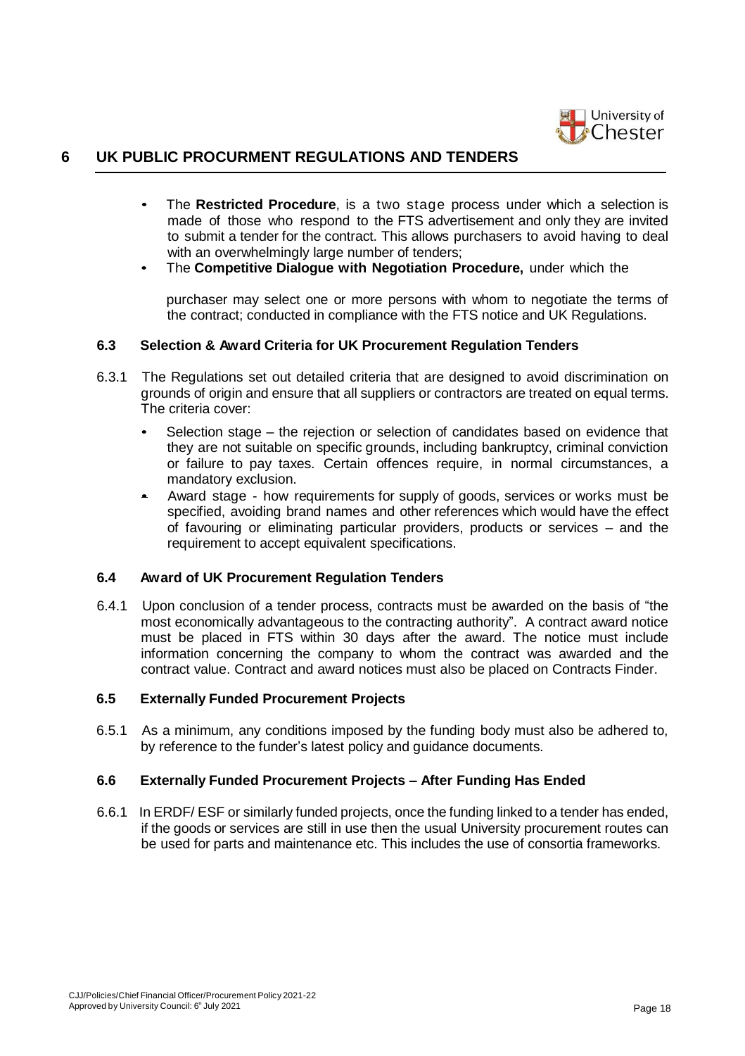# 6 UK PUBLIC PROCURMENT REGULATIONS AND TENDERS

- The **Restricted Procedure**, is a two stage process under which a selection is made of those who respond to the FTS advertisement and only they are invited to submit a tender for the contract. This allows purchasers to avoid having to deal with an overwhelmingly large number of tenders;
- The **Competitive Dialogue with Negotiation Procedure,** under which the

  purchaser may select one or more persons with whom to negotiate the terms of the contract; conducted in compliance with the FTS notice and UK Regulations.

### 6.3 Selection & Award Criteria for UK Procurement Regulation Tenders

6.3.1 The Regulations set out detailed criteria that are designed to avoid discrimination on grounds of origin and ensure that all suppliers or contractors are treated on equal terms. The criteria cover:

- Selection stage – the rejection or selection of candidates based on evidence that they are not suitable on specific grounds, including bankruptcy, criminal conviction or failure to pay taxes. Certain offences require, in normal circumstances, a mandatory exclusion.
- Award stage - how requirements for supply of goods, services or works must be specified, avoiding brand names and other references which would have the effect of favouring or eliminating particular providers, products or services – and the requirement to accept equivalent specifications.

### 6.4 Award of UK Procurement Regulation Tenders

6.4.1 Upon conclusion of a tender process, contracts must be awarded on the basis of "the most economically advantageous to the contracting authority". A contract award notice must be placed in FTS within 30 days after the award. The notice must include information concerning the company to whom the contract was awarded and the contract value. Contract and award notices must also be placed on Contracts Finder.

### 6.5 Externally Funded Procurement Projects

6.5.1 As a minimum, any conditions imposed by the funding body must also be adhered to, by reference to the funder's latest policy and guidance documents.

### 6.6 Externally Funded Procurement Projects – After Funding Has Ended

6.6.1 In ERDF/ ESF or similarly funded projects, once the funding linked to a tender has ended, if the goods or services are still in use then the usual University procurement routes can be used for parts and maintenance etc. This includes the use of consortia frameworks.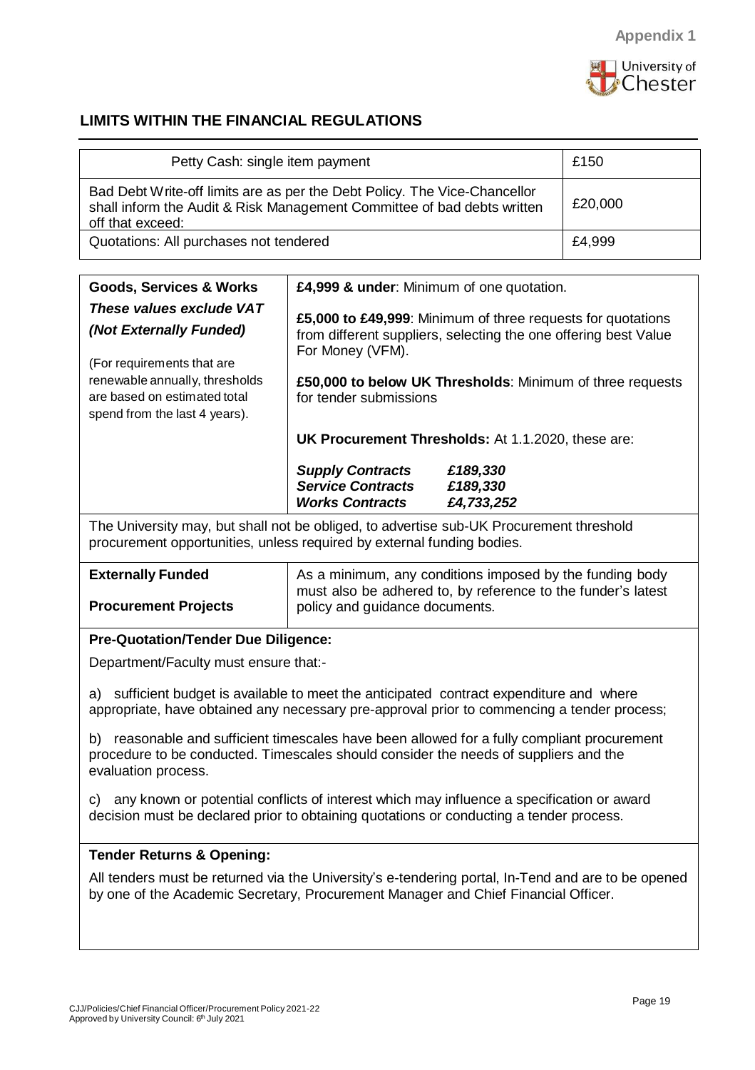Appendix 1

## LIMITS WITHIN THE FINANCIAL REGULATIONS

| | |
|---|---|
| Petty Cash: single item payment | £150 |
| Bad Debt Write-off limits are as per the Debt Policy. The Vice-Chancellor shall inform the Audit & Risk Management Committee of bad debts written off that exceed: | £20,000 |
| Quotations: All purchases not tendered | £4,999 |

| | |
|---|---|
| **Goods, Services & Works**<br>***These values exclude VAT***<br>***(Not Externally Funded)***<br>(For requirements that are renewable annually, thresholds are based on estimated total spend from the last 4 years). | **£4,999 & under**: Minimum of one quotation.<br>**£5,000 to £49,999**: Minimum of three requests for quotations from different suppliers, selecting the one offering best Value For Money (VFM).<br>**£50,000 to below UK Thresholds**: Minimum of three requests for tender submissions<br>**UK Procurement Thresholds:** At 1.1.2020, these are:<br>***Supply Contracts*** ***£189,330***<br>***Service Contracts*** ***£189,330***<br>***Works Contracts*** ***£4,733,252*** |

The University may, but shall not be obliged, to advertise sub-UK Procurement threshold procurement opportunities, unless required by external funding bodies.

| | |
|---|---|
| **Externally Funded**<br>**Procurement Projects** | As a minimum, any conditions imposed by the funding body must also be adhered to, by reference to the funder's latest policy and guidance documents. |

**Pre-Quotation/Tender Due Diligence:**

Department/Faculty must ensure that:-

a) sufficient budget is available to meet the anticipated contract expenditure and where appropriate, have obtained any necessary pre-approval prior to commencing a tender process;

b) reasonable and sufficient timescales have been allowed for a fully compliant procurement procedure to be conducted. Timescales should consider the needs of suppliers and the evaluation process.

c) any known or potential conflicts of interest which may influence a specification or award decision must be declared prior to obtaining quotations or conducting a tender process.

**Tender Returns & Opening:**

All tenders must be returned via the University's e-tendering portal, In-Tend and are to be opened by one of the Academic Secretary, Procurement Manager and Chief Financial Officer.

CJJ/Policies/Chief Financial Officer/Procurement Policy 2021-22
Approved by University Council: 6th July 2021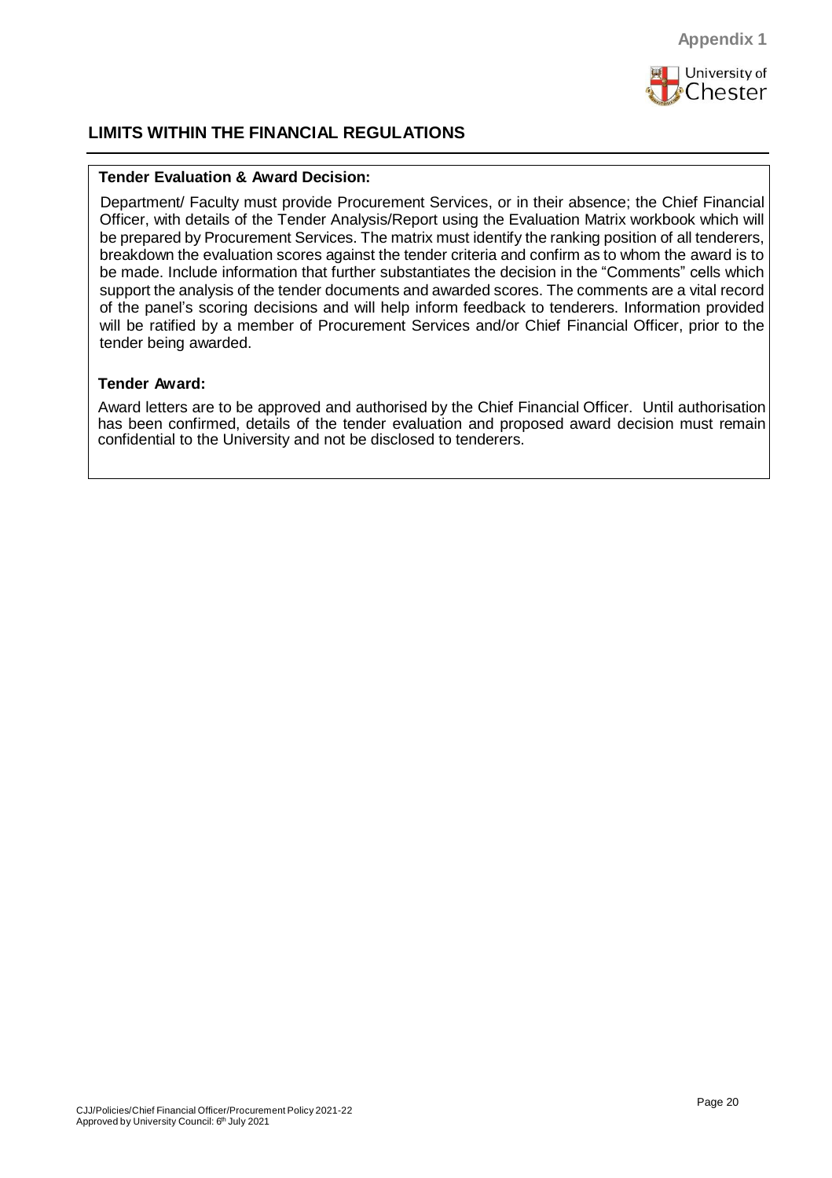Appendix 1

## LIMITS WITHIN THE FINANCIAL REGULATIONS

**Tender Evaluation & Award Decision:**

Department/ Faculty must provide Procurement Services, or in their absence; the Chief Financial Officer, with details of the Tender Analysis/Report using the Evaluation Matrix workbook which will be prepared by Procurement Services. The matrix must identify the ranking position of all tenderers, breakdown the evaluation scores against the tender criteria and confirm as to whom the award is to be made. Include information that further substantiates the decision in the "Comments" cells which support the analysis of the tender documents and awarded scores. The comments are a vital record of the panel's scoring decisions and will help inform feedback to tenderers. Information provided will be ratified by a member of Procurement Services and/or Chief Financial Officer, prior to the tender being awarded.

**Tender Award:**

Award letters are to be approved and authorised by the Chief Financial Officer. Until authorisation has been confirmed, details of the tender evaluation and proposed award decision must remain confidential to the University and not be disclosed to tenderers.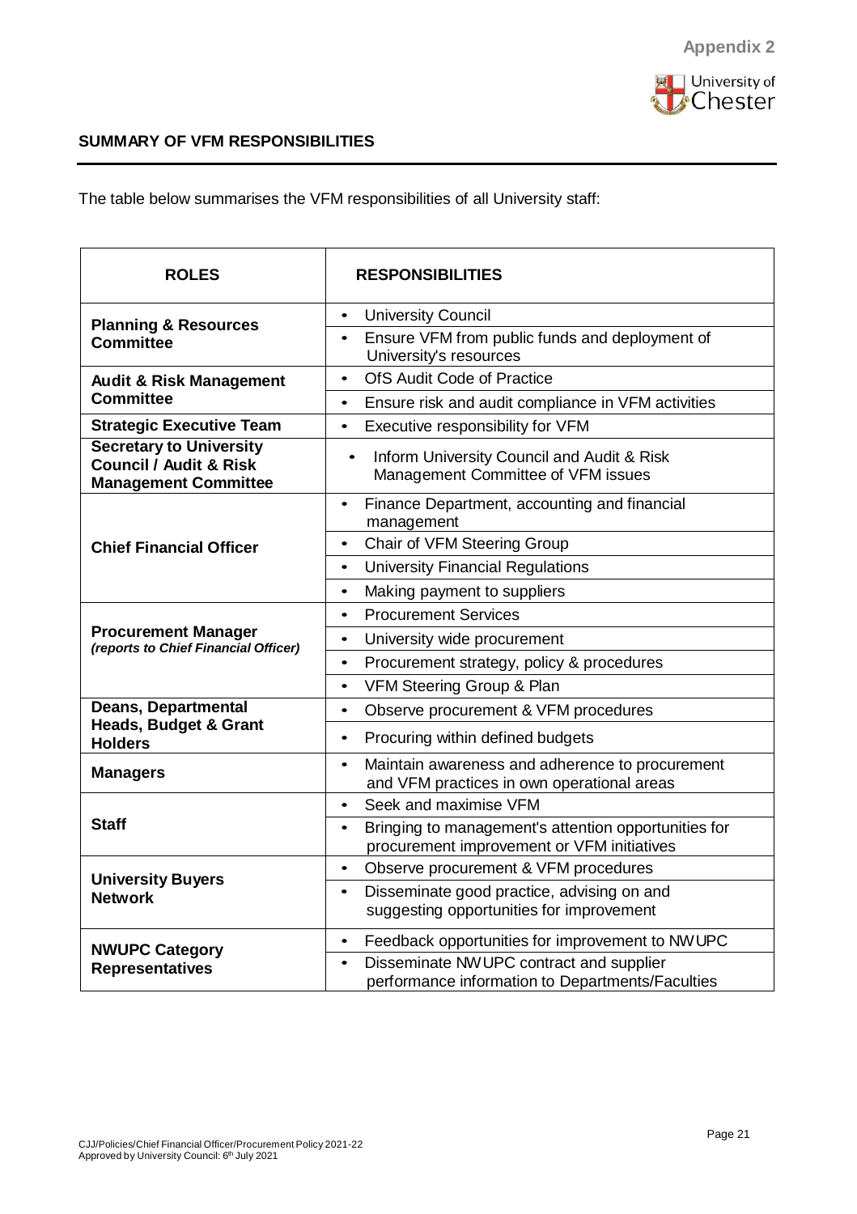**Appendix 2**

## SUMMARY OF VFM RESPONSIBILITIES

The table below summarises the VFM responsibilities of all University staff:

| ROLES | RESPONSIBILITIES |
|---|---|
| **Planning & Resources Committee** | • University Council<br>• Ensure VFM from public funds and deployment of University's resources |
| **Audit & Risk Management Committee** | • OfS Audit Code of Practice<br>• Ensure risk and audit compliance in VFM activities |
| **Strategic Executive Team** | • Executive responsibility for VFM |
| **Secretary to University Council / Audit & Risk Management Committee** | • Inform University Council and Audit & Risk Management Committee of VFM issues |
| **Chief Financial Officer** | • Finance Department, accounting and financial management<br>• Chair of VFM Steering Group<br>• University Financial Regulations<br>• Making payment to suppliers |
| **Procurement Manager** *(reports to Chief Financial Officer)* | • Procurement Services<br>• University wide procurement<br>• Procurement strategy, policy & procedures<br>• VFM Steering Group & Plan |
| **Deans, Departmental Heads, Budget & Grant Holders** | • Observe procurement & VFM procedures<br>• Procuring within defined budgets |
| **Managers** | • Maintain awareness and adherence to procurement and VFM practices in own operational areas |
| **Staff** | • Seek and maximise VFM<br>• Bringing to management's attention opportunities for procurement improvement or VFM initiatives |
| **University Buyers Network** | • Observe procurement & VFM procedures<br>• Disseminate good practice, advising on and suggesting opportunities for improvement |
| **NWUPC Category Representatives** | • Feedback opportunities for improvement to NWUPC<br>• Disseminate NWUPC contract and supplier performance information to Departments/Faculties |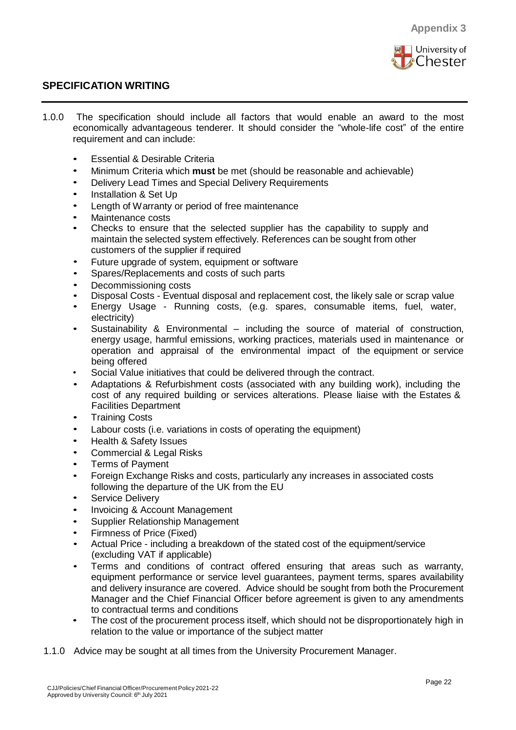**Appendix 3**

## SPECIFICATION WRITING

1.0.0 The specification should include all factors that would enable an award to the most economically advantageous tenderer. It should consider the "whole-life cost" of the entire requirement and can include:

- Essential & Desirable Criteria
- Minimum Criteria which **must** be met (should be reasonable and achievable)
- Delivery Lead Times and Special Delivery Requirements
- Installation & Set Up
- Length of Warranty or period of free maintenance
- Maintenance costs
- Checks to ensure that the selected supplier has the capability to supply and maintain the selected system effectively. References can be sought from other customers of the supplier if required
- Future upgrade of system, equipment or software
- Spares/Replacements and costs of such parts
- Decommissioning costs
- Disposal Costs - Eventual disposal and replacement cost, the likely sale or scrap value
- Energy Usage - Running costs, (e.g. spares, consumable items, fuel, water, electricity)
- Sustainability & Environmental – including the source of material of construction, energy usage, harmful emissions, working practices, materials used in maintenance or operation and appraisal of the environmental impact of the equipment or service being offered
- Social Value initiatives that could be delivered through the contract.
- Adaptations & Refurbishment costs (associated with any building work), including the cost of any required building or services alterations. Please liaise with the Estates & Facilities Department
- Training Costs
- Labour costs (i.e. variations in costs of operating the equipment)
- Health & Safety Issues
- Commercial & Legal Risks
- Terms of Payment
- Foreign Exchange Risks and costs, particularly any increases in associated costs following the departure of the UK from the EU
- Service Delivery
- Invoicing & Account Management
- Supplier Relationship Management
- Firmness of Price (Fixed)
- Actual Price - including a breakdown of the stated cost of the equipment/service (excluding VAT if applicable)
- Terms and conditions of contract offered ensuring that areas such as warranty, equipment performance or service level guarantees, payment terms, spares availability and delivery insurance are covered. Advice should be sought from both the Procurement Manager and the Chief Financial Officer before agreement is given to any amendments to contractual terms and conditions
- The cost of the procurement process itself, which should not be disproportionately high in relation to the value or importance of the subject matter

1.1.0 Advice may be sought at all times from the University Procurement Manager.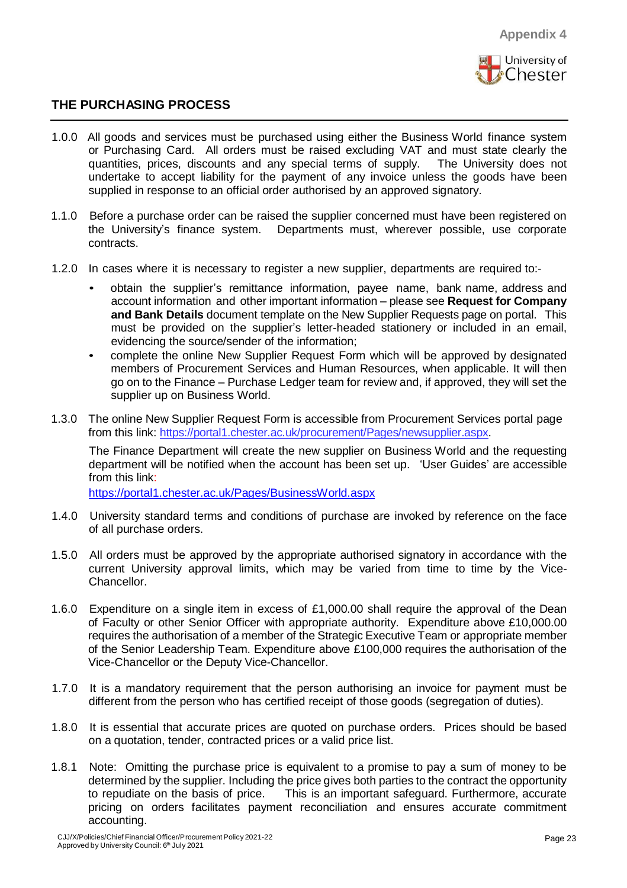Appendix 4

## THE PURCHASING PROCESS

1.0.0 All goods and services must be purchased using either the Business World finance system or Purchasing Card. All orders must be raised excluding VAT and must state clearly the quantities, prices, discounts and any special terms of supply. The University does not undertake to accept liability for the payment of any invoice unless the goods have been supplied in response to an official order authorised by an approved signatory.

1.1.0 Before a purchase order can be raised the supplier concerned must have been registered on the University's finance system. Departments must, wherever possible, use corporate contracts.

1.2.0 In cases where it is necessary to register a new supplier, departments are required to:-

- obtain the supplier's remittance information, payee name, bank name, address and account information and other important information – please see **Request for Company and Bank Details** document template on the New Supplier Requests page on portal. This must be provided on the supplier's letter-headed stationery or included in an email, evidencing the source/sender of the information;
- complete the online New Supplier Request Form which will be approved by designated members of Procurement Services and Human Resources, when applicable. It will then go on to the Finance – Purchase Ledger team for review and, if approved, they will set the supplier up on Business World.

1.3.0 The online New Supplier Request Form is accessible from Procurement Services portal page from this link: https://portal1.chester.ac.uk/procurement/Pages/newsupplier.aspx.

The Finance Department will create the new supplier on Business World and the requesting department will be notified when the account has been set up. 'User Guides' are accessible from this link:
https://portal1.chester.ac.uk/Pages/BusinessWorld.aspx

1.4.0 University standard terms and conditions of purchase are invoked by reference on the face of all purchase orders.

1.5.0 All orders must be approved by the appropriate authorised signatory in accordance with the current University approval limits, which may be varied from time to time by the Vice-Chancellor.

1.6.0 Expenditure on a single item in excess of £1,000.00 shall require the approval of the Dean of Faculty or other Senior Officer with appropriate authority. Expenditure above £10,000.00 requires the authorisation of a member of the Strategic Executive Team or appropriate member of the Senior Leadership Team. Expenditure above £100,000 requires the authorisation of the Vice-Chancellor or the Deputy Vice-Chancellor.

1.7.0 It is a mandatory requirement that the person authorising an invoice for payment must be different from the person who has certified receipt of those goods (segregation of duties).

1.8.0 It is essential that accurate prices are quoted on purchase orders. Prices should be based on a quotation, tender, contracted prices or a valid price list.

1.8.1 Note: Omitting the purchase price is equivalent to a promise to pay a sum of money to be determined by the supplier. Including the price gives both parties to the contract the opportunity to repudiate on the basis of price. This is an important safeguard. Furthermore, accurate pricing on orders facilitates payment reconciliation and ensures accurate commitment accounting.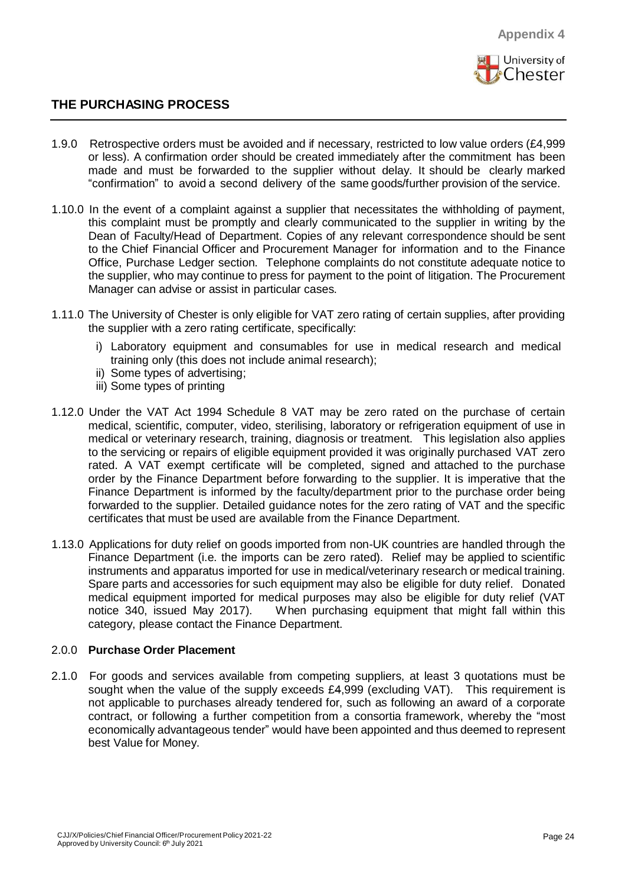Appendix 4

## THE PURCHASING PROCESS

1.9.0 Retrospective orders must be avoided and if necessary, restricted to low value orders (£4,999 or less). A confirmation order should be created immediately after the commitment has been made and must be forwarded to the supplier without delay. It should be clearly marked "confirmation" to avoid a second delivery of the same goods/further provision of the service.

1.10.0 In the event of a complaint against a supplier that necessitates the withholding of payment, this complaint must be promptly and clearly communicated to the supplier in writing by the Dean of Faculty/Head of Department. Copies of any relevant correspondence should be sent to the Chief Financial Officer and Procurement Manager for information and to the Finance Office, Purchase Ledger section. Telephone complaints do not constitute adequate notice to the supplier, who may continue to press for payment to the point of litigation. The Procurement Manager can advise or assist in particular cases.

1.11.0 The University of Chester is only eligible for VAT zero rating of certain supplies, after providing the supplier with a zero rating certificate, specifically:

i) Laboratory equipment and consumables for use in medical research and medical training only (this does not include animal research);
ii) Some types of advertising;
iii) Some types of printing

1.12.0 Under the VAT Act 1994 Schedule 8 VAT may be zero rated on the purchase of certain medical, scientific, computer, video, sterilising, laboratory or refrigeration equipment of use in medical or veterinary research, training, diagnosis or treatment. This legislation also applies to the servicing or repairs of eligible equipment provided it was originally purchased VAT zero rated. A VAT exempt certificate will be completed, signed and attached to the purchase order by the Finance Department before forwarding to the supplier. It is imperative that the Finance Department is informed by the faculty/department prior to the purchase order being forwarded to the supplier. Detailed guidance notes for the zero rating of VAT and the specific certificates that must be used are available from the Finance Department.

1.13.0 Applications for duty relief on goods imported from non-UK countries are handled through the Finance Department (i.e. the imports can be zero rated). Relief may be applied to scientific instruments and apparatus imported for use in medical/veterinary research or medical training. Spare parts and accessories for such equipment may also be eligible for duty relief. Donated medical equipment imported for medical purposes may also be eligible for duty relief (VAT notice 340, issued May 2017). When purchasing equipment that might fall within this category, please contact the Finance Department.

### 2.0.0 Purchase Order Placement

2.1.0 For goods and services available from competing suppliers, at least 3 quotations must be sought when the value of the supply exceeds £4,999 (excluding VAT). This requirement is not applicable to purchases already tendered for, such as following an award of a corporate contract, or following a further competition from a consortia framework, whereby the "most economically advantageous tender" would have been appointed and thus deemed to represent best Value for Money.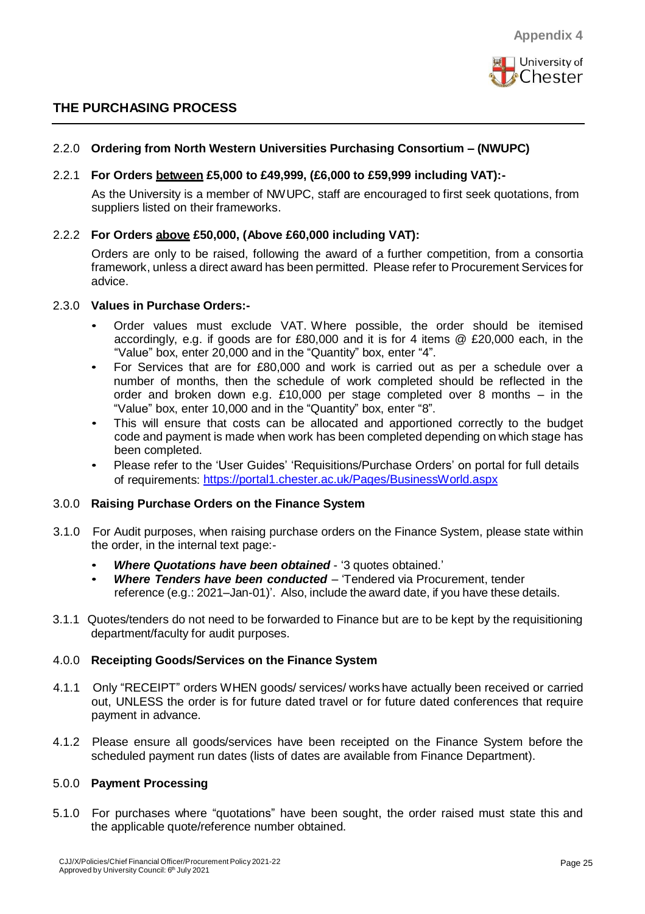Appendix 4

## THE PURCHASING PROCESS

### 2.2.0 Ordering from North Western Universities Purchasing Consortium – (NWUPC)

**2.2.1 For Orders between £5,000 to £49,999, (£6,000 to £59,999 including VAT):-**

As the University is a member of NWUPC, staff are encouraged to first seek quotations, from suppliers listed on their frameworks.

**2.2.2 For Orders above £50,000, (Above £60,000 including VAT):**

Orders are only to be raised, following the award of a further competition, from a consortia framework, unless a direct award has been permitted. Please refer to Procurement Services for advice.

### 2.3.0 Values in Purchase Orders:-

- Order values must exclude VAT. Where possible, the order should be itemised accordingly, e.g. if goods are for £80,000 and it is for 4 items @ £20,000 each, in the "Value" box, enter 20,000 and in the "Quantity" box, enter "4".
- For Services that are for £80,000 and work is carried out as per a schedule over a number of months, then the schedule of work completed should be reflected in the order and broken down e.g. £10,000 per stage completed over 8 months – in the "Value" box, enter 10,000 and in the "Quantity" box, enter "8".
- This will ensure that costs can be allocated and apportioned correctly to the budget code and payment is made when work has been completed depending on which stage has been completed.
- Please refer to the 'User Guides' 'Requisitions/Purchase Orders' on portal for full details of requirements: https://portal1.chester.ac.uk/Pages/BusinessWorld.aspx

### 3.0.0 Raising Purchase Orders on the Finance System

3.1.0 For Audit purposes, when raising purchase orders on the Finance System, please state within the order, in the internal text page:-

- ***Where Quotations have been obtained*** - '3 quotes obtained.'
- ***Where Tenders have been conducted*** – 'Tendered via Procurement, tender reference (e.g.: 2021–Jan-01)'. Also, include the award date, if you have these details.

3.1.1 Quotes/tenders do not need to be forwarded to Finance but are to be kept by the requisitioning department/faculty for audit purposes.

### 4.0.0 Receipting Goods/Services on the Finance System

4.1.1 Only "RECEIPT" orders WHEN goods/ services/ works have actually been received or carried out, UNLESS the order is for future dated travel or for future dated conferences that require payment in advance.

4.1.2 Please ensure all goods/services have been receipted on the Finance System before the scheduled payment run dates (lists of dates are available from Finance Department).

### 5.0.0 Payment Processing

5.1.0 For purchases where "quotations" have been sought, the order raised must state this and the applicable quote/reference number obtained.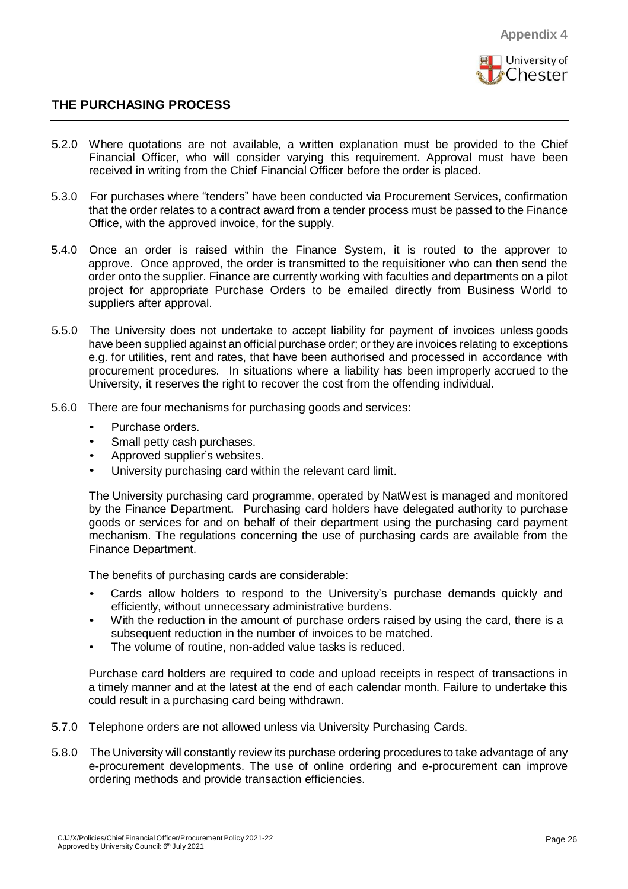## THE PURCHASING PROCESS

5.2.0 Where quotations are not available, a written explanation must be provided to the Chief Financial Officer, who will consider varying this requirement. Approval must have been received in writing from the Chief Financial Officer before the order is placed.

5.3.0 For purchases where "tenders" have been conducted via Procurement Services, confirmation that the order relates to a contract award from a tender process must be passed to the Finance Office, with the approved invoice, for the supply.

5.4.0 Once an order is raised within the Finance System, it is routed to the approver to approve. Once approved, the order is transmitted to the requisitioner who can then send the order onto the supplier. Finance are currently working with faculties and departments on a pilot project for appropriate Purchase Orders to be emailed directly from Business World to suppliers after approval.

5.5.0 The University does not undertake to accept liability for payment of invoices unless goods have been supplied against an official purchase order; or they are invoices relating to exceptions e.g. for utilities, rent and rates, that have been authorised and processed in accordance with procurement procedures. In situations where a liability has been improperly accrued to the University, it reserves the right to recover the cost from the offending individual.

5.6.0 There are four mechanisms for purchasing goods and services:

- Purchase orders.
- Small petty cash purchases.
- Approved supplier's websites.
- University purchasing card within the relevant card limit.

The University purchasing card programme, operated by NatWest is managed and monitored by the Finance Department. Purchasing card holders have delegated authority to purchase goods or services for and on behalf of their department using the purchasing card payment mechanism. The regulations concerning the use of purchasing cards are available from the Finance Department.

The benefits of purchasing cards are considerable:

- Cards allow holders to respond to the University's purchase demands quickly and efficiently, without unnecessary administrative burdens.
- With the reduction in the amount of purchase orders raised by using the card, there is a subsequent reduction in the number of invoices to be matched.
- The volume of routine, non-added value tasks is reduced.

Purchase card holders are required to code and upload receipts in respect of transactions in a timely manner and at the latest at the end of each calendar month. Failure to undertake this could result in a purchasing card being withdrawn.

5.7.0 Telephone orders are not allowed unless via University Purchasing Cards.

5.8.0 The University will constantly review its purchase ordering procedures to take advantage of any e-procurement developments. The use of online ordering and e-procurement can improve ordering methods and provide transaction efficiencies.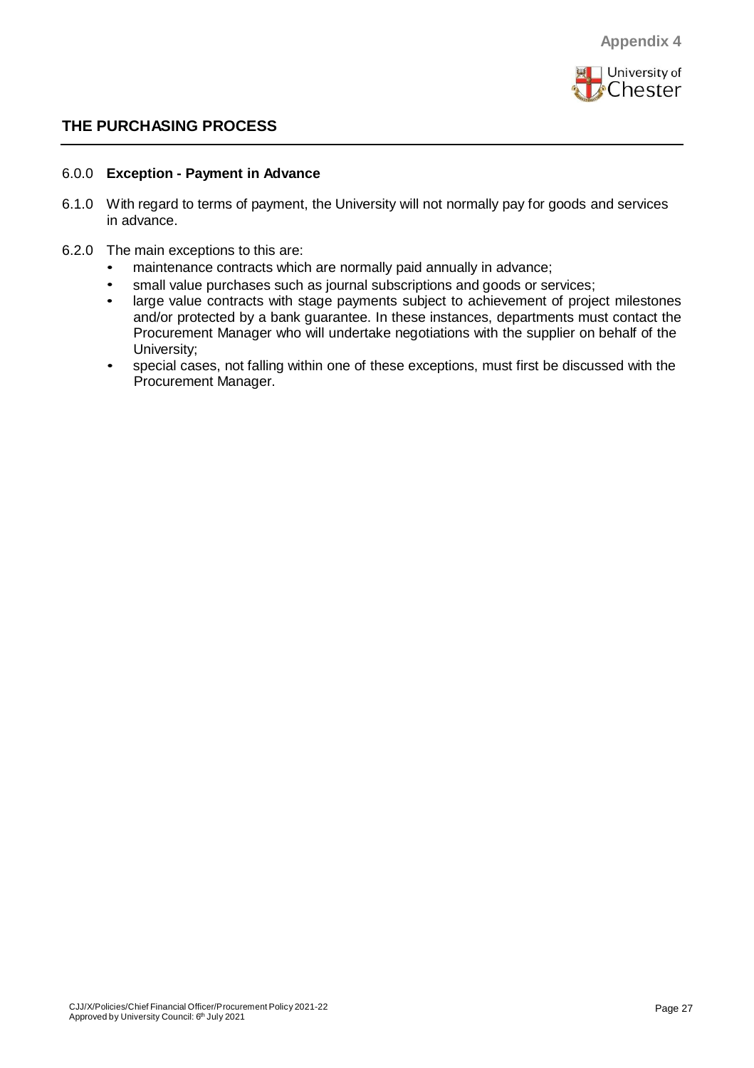Appendix 4

## THE PURCHASING PROCESS

6.0.0 **Exception - Payment in Advance**

6.1.0 With regard to terms of payment, the University will not normally pay for goods and services in advance.

6.2.0 The main exceptions to this are:

- maintenance contracts which are normally paid annually in advance;
- small value purchases such as journal subscriptions and goods or services;
- large value contracts with stage payments subject to achievement of project milestones and/or protected by a bank guarantee. In these instances, departments must contact the Procurement Manager who will undertake negotiations with the supplier on behalf of the University;
- special cases, not falling within one of these exceptions, must first be discussed with the Procurement Manager.